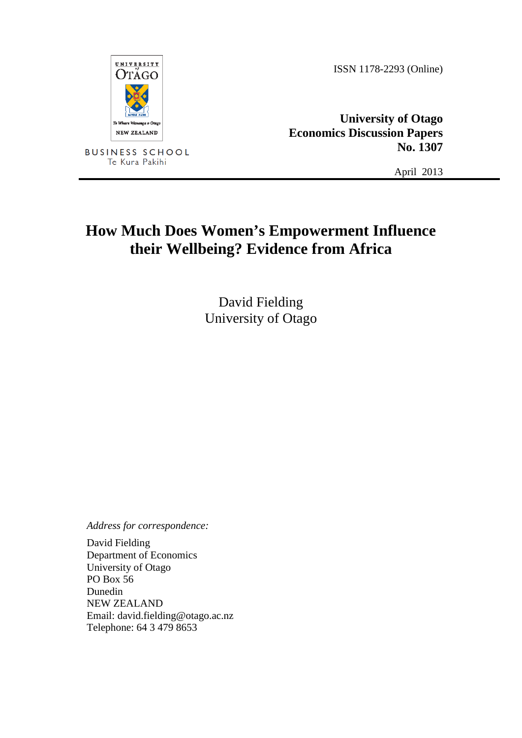ISSN 1178-2293 (Online)

**University of Otago**
**Economics Discussion Papers**
**No. 1307**

April 2013

# How Much Does Women's Empowerment Influence their Wellbeing? Evidence from Africa

David Fielding
University of Otago

*Address for correspondence:*

David Fielding
Department of Economics
University of Otago
PO Box 56
Dunedin
NEW ZEALAND
Email: david.fielding@otago.ac.nz
Telephone: 64 3 479 8653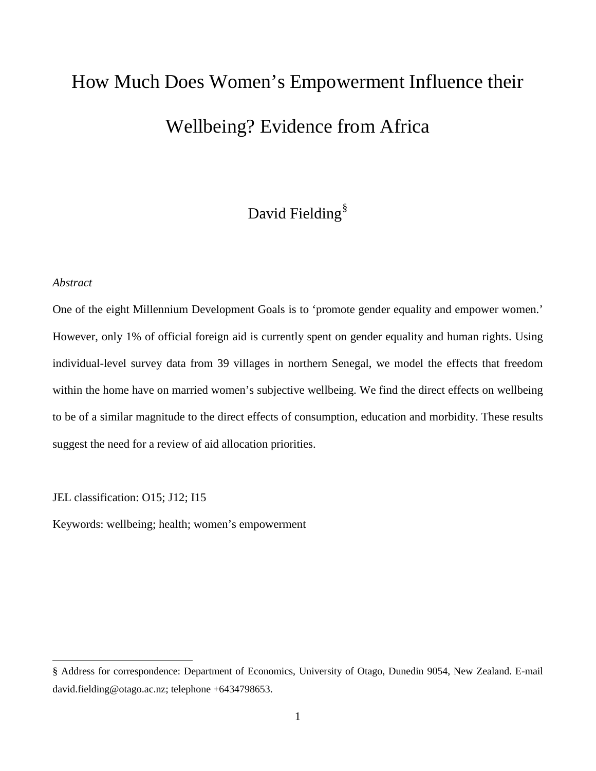# How Much Does Women's Empowerment Influence their Wellbeing? Evidence from Africa

David Fielding[§]

*Abstract*

One of the eight Millennium Development Goals is to 'promote gender equality and empower women.' However, only 1% of official foreign aid is currently spent on gender equality and human rights. Using individual-level survey data from 39 villages in northern Senegal, we model the effects that freedom within the home have on married women's subjective wellbeing. We find the direct effects on wellbeing to be of a similar magnitude to the direct effects of consumption, education and morbidity. These results suggest the need for a review of aid allocation priorities.

JEL classification: O15; J12; I15

Keywords: wellbeing; health; women's empowerment

---

§ Address for correspondence: Department of Economics, University of Otago, Dunedin 9054, New Zealand. E-mail david.fielding@otago.ac.nz; telephone +6434798653.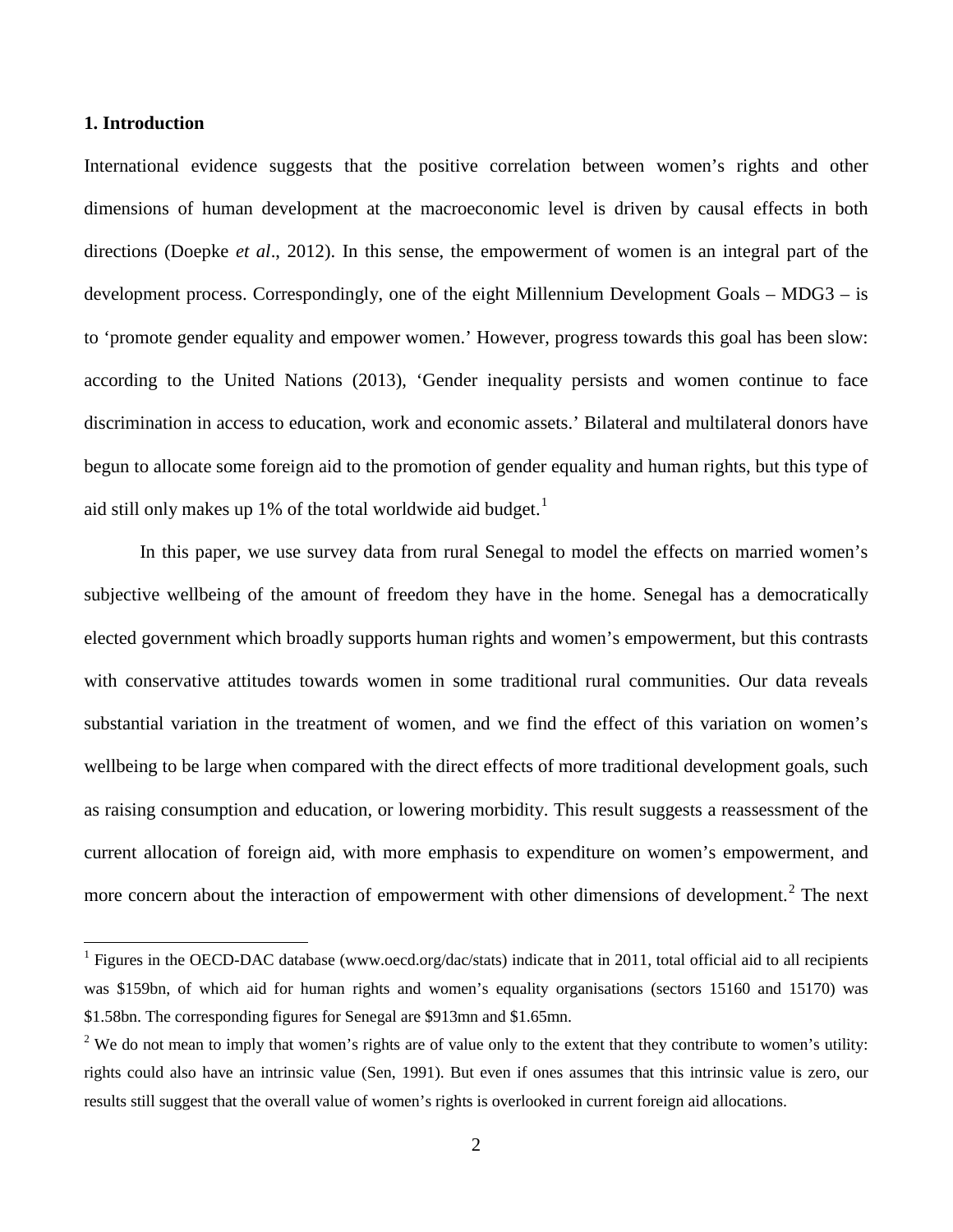## 1. Introduction

International evidence suggests that the positive correlation between women's rights and other dimensions of human development at the macroeconomic level is driven by causal effects in both directions (Doepke *et al*., 2012). In this sense, the empowerment of women is an integral part of the development process. Correspondingly, one of the eight Millennium Development Goals – MDG3 – is to 'promote gender equality and empower women.' However, progress towards this goal has been slow: according to the United Nations (2013), 'Gender inequality persists and women continue to face discrimination in access to education, work and economic assets.' Bilateral and multilateral donors have begun to allocate some foreign aid to the promotion of gender equality and human rights, but this type of aid still only makes up 1% of the total worldwide aid budget.[1]

In this paper, we use survey data from rural Senegal to model the effects on married women's subjective wellbeing of the amount of freedom they have in the home. Senegal has a democratically elected government which broadly supports human rights and women's empowerment, but this contrasts with conservative attitudes towards women in some traditional rural communities. Our data reveals substantial variation in the treatment of women, and we find the effect of this variation on women's wellbeing to be large when compared with the direct effects of more traditional development goals, such as raising consumption and education, or lowering morbidity. This result suggests a reassessment of the current allocation of foreign aid, with more emphasis to expenditure on women's empowerment, and more concern about the interaction of empowerment with other dimensions of development.[2] The next

[1] Figures in the OECD-DAC database (www.oecd.org/dac/stats) indicate that in 2011, total official aid to all recipients was \$159bn, of which aid for human rights and women's equality organisations (sectors 15160 and 15170) was \$1.58bn. The corresponding figures for Senegal are \$913mn and \$1.65mn.

[2] We do not mean to imply that women's rights are of value only to the extent that they contribute to women's utility: rights could also have an intrinsic value (Sen, 1991). But even if ones assumes that this intrinsic value is zero, our results still suggest that the overall value of women's rights is overlooked in current foreign aid allocations.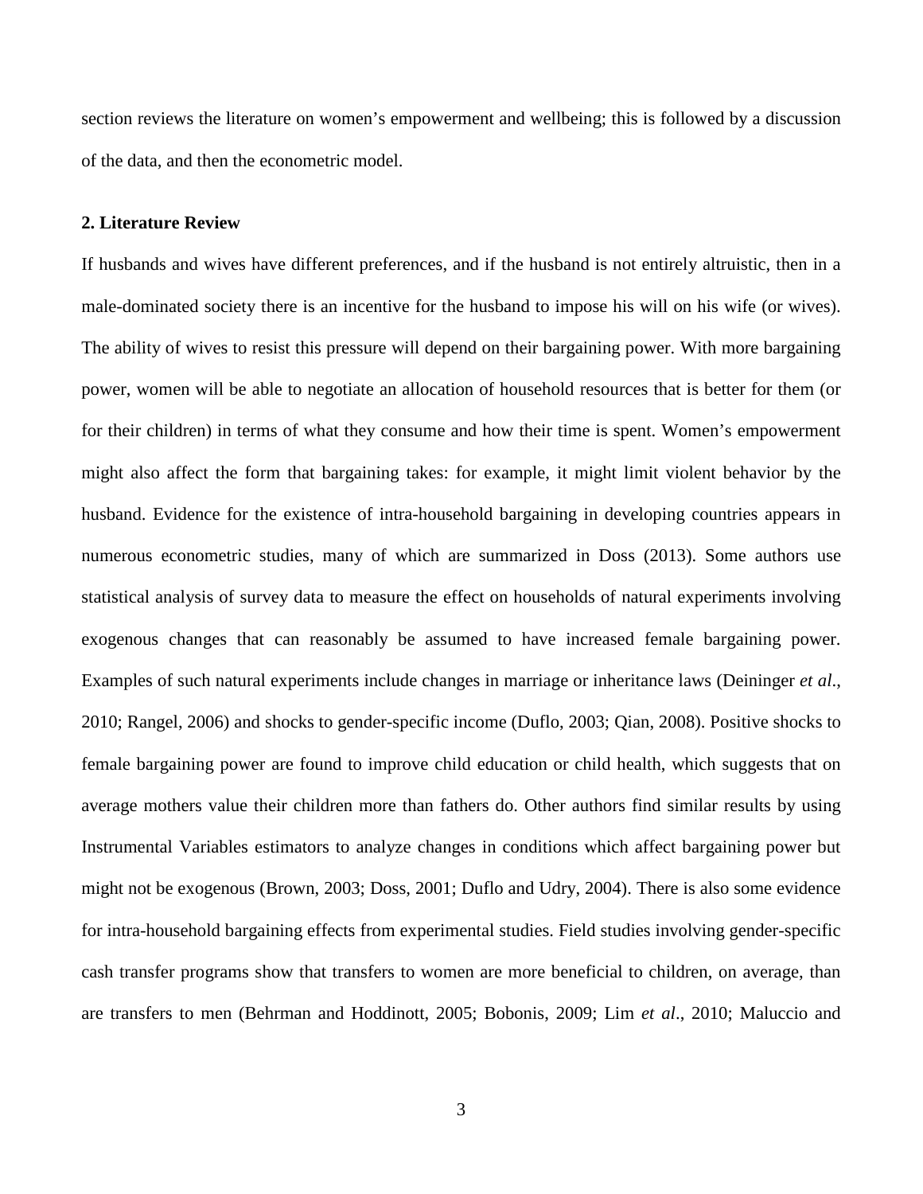section reviews the literature on women's empowerment and wellbeing; this is followed by a discussion of the data, and then the econometric model.

## 2. Literature Review

If husbands and wives have different preferences, and if the husband is not entirely altruistic, then in a male-dominated society there is an incentive for the husband to impose his will on his wife (or wives). The ability of wives to resist this pressure will depend on their bargaining power. With more bargaining power, women will be able to negotiate an allocation of household resources that is better for them (or for their children) in terms of what they consume and how their time is spent. Women's empowerment might also affect the form that bargaining takes: for example, it might limit violent behavior by the husband. Evidence for the existence of intra-household bargaining in developing countries appears in numerous econometric studies, many of which are summarized in Doss (2013). Some authors use statistical analysis of survey data to measure the effect on households of natural experiments involving exogenous changes that can reasonably be assumed to have increased female bargaining power. Examples of such natural experiments include changes in marriage or inheritance laws (Deininger *et al*., 2010; Rangel, 2006) and shocks to gender-specific income (Duflo, 2003; Qian, 2008). Positive shocks to female bargaining power are found to improve child education or child health, which suggests that on average mothers value their children more than fathers do. Other authors find similar results by using Instrumental Variables estimators to analyze changes in conditions which affect bargaining power but might not be exogenous (Brown, 2003; Doss, 2001; Duflo and Udry, 2004). There is also some evidence for intra-household bargaining effects from experimental studies. Field studies involving gender-specific cash transfer programs show that transfers to women are more beneficial to children, on average, than are transfers to men (Behrman and Hoddinott, 2005; Bobonis, 2009; Lim *et al*., 2010; Maluccio and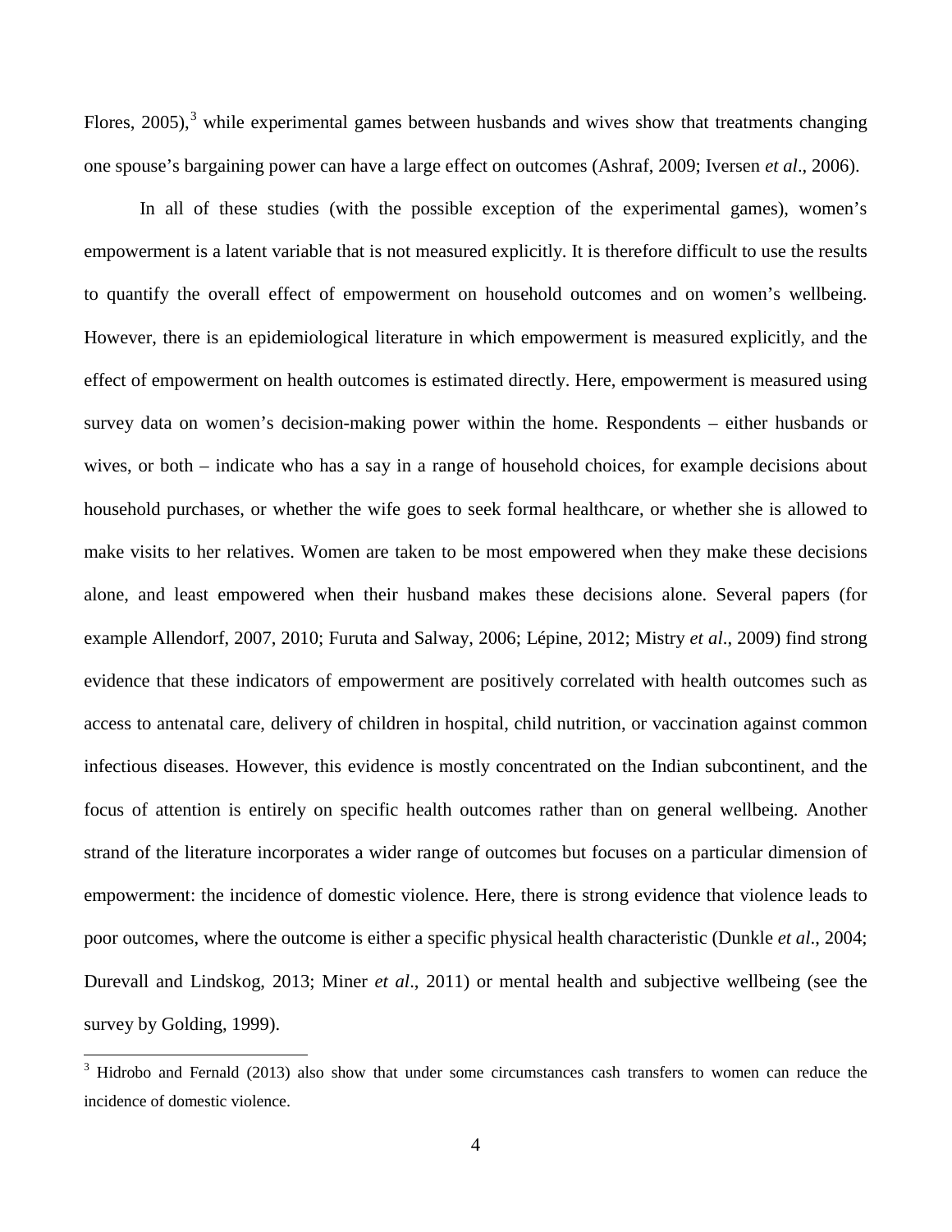Flores, 2005),[3] while experimental games between husbands and wives show that treatments changing one spouse's bargaining power can have a large effect on outcomes (Ashraf, 2009; Iversen *et al*., 2006).

In all of these studies (with the possible exception of the experimental games), women's empowerment is a latent variable that is not measured explicitly. It is therefore difficult to use the results to quantify the overall effect of empowerment on household outcomes and on women's wellbeing. However, there is an epidemiological literature in which empowerment is measured explicitly, and the effect of empowerment on health outcomes is estimated directly. Here, empowerment is measured using survey data on women's decision-making power within the home. Respondents – either husbands or wives, or both – indicate who has a say in a range of household choices, for example decisions about household purchases, or whether the wife goes to seek formal healthcare, or whether she is allowed to make visits to her relatives. Women are taken to be most empowered when they make these decisions alone, and least empowered when their husband makes these decisions alone. Several papers (for example Allendorf, 2007, 2010; Furuta and Salway, 2006; Lépine, 2012; Mistry *et al*., 2009) find strong evidence that these indicators of empowerment are positively correlated with health outcomes such as access to antenatal care, delivery of children in hospital, child nutrition, or vaccination against common infectious diseases. However, this evidence is mostly concentrated on the Indian subcontinent, and the focus of attention is entirely on specific health outcomes rather than on general wellbeing. Another strand of the literature incorporates a wider range of outcomes but focuses on a particular dimension of empowerment: the incidence of domestic violence. Here, there is strong evidence that violence leads to poor outcomes, where the outcome is either a specific physical health characteristic (Dunkle *et al*., 2004; Durevall and Lindskog, 2013; Miner *et al*., 2011) or mental health and subjective wellbeing (see the survey by Golding, 1999).

[3] Hidrobo and Fernald (2013) also show that under some circumstances cash transfers to women can reduce the incidence of domestic violence.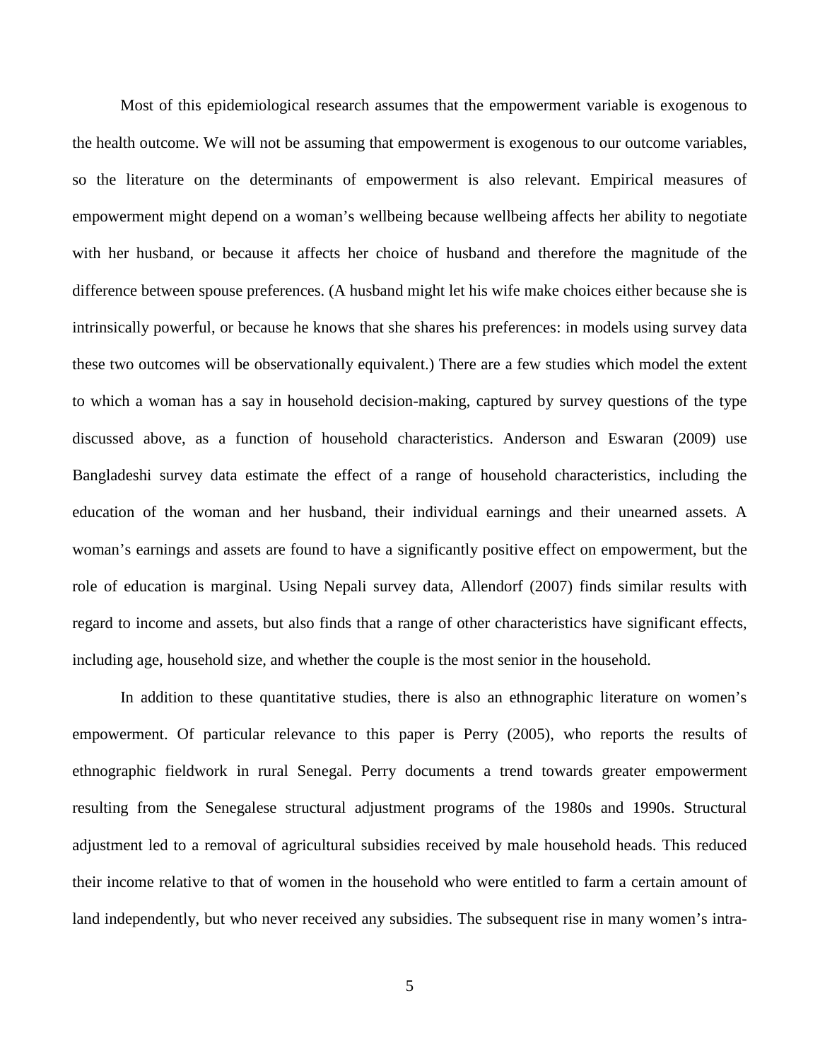Most of this epidemiological research assumes that the empowerment variable is exogenous to the health outcome. We will not be assuming that empowerment is exogenous to our outcome variables, so the literature on the determinants of empowerment is also relevant. Empirical measures of empowerment might depend on a woman's wellbeing because wellbeing affects her ability to negotiate with her husband, or because it affects her choice of husband and therefore the magnitude of the difference between spouse preferences. (A husband might let his wife make choices either because she is intrinsically powerful, or because he knows that she shares his preferences: in models using survey data these two outcomes will be observationally equivalent.) There are a few studies which model the extent to which a woman has a say in household decision-making, captured by survey questions of the type discussed above, as a function of household characteristics. Anderson and Eswaran (2009) use Bangladeshi survey data estimate the effect of a range of household characteristics, including the education of the woman and her husband, their individual earnings and their unearned assets. A woman's earnings and assets are found to have a significantly positive effect on empowerment, but the role of education is marginal. Using Nepali survey data, Allendorf (2007) finds similar results with regard to income and assets, but also finds that a range of other characteristics have significant effects, including age, household size, and whether the couple is the most senior in the household.

In addition to these quantitative studies, there is also an ethnographic literature on women's empowerment. Of particular relevance to this paper is Perry (2005), who reports the results of ethnographic fieldwork in rural Senegal. Perry documents a trend towards greater empowerment resulting from the Senegalese structural adjustment programs of the 1980s and 1990s. Structural adjustment led to a removal of agricultural subsidies received by male household heads. This reduced their income relative to that of women in the household who were entitled to farm a certain amount of land independently, but who never received any subsidies. The subsequent rise in many women's intra-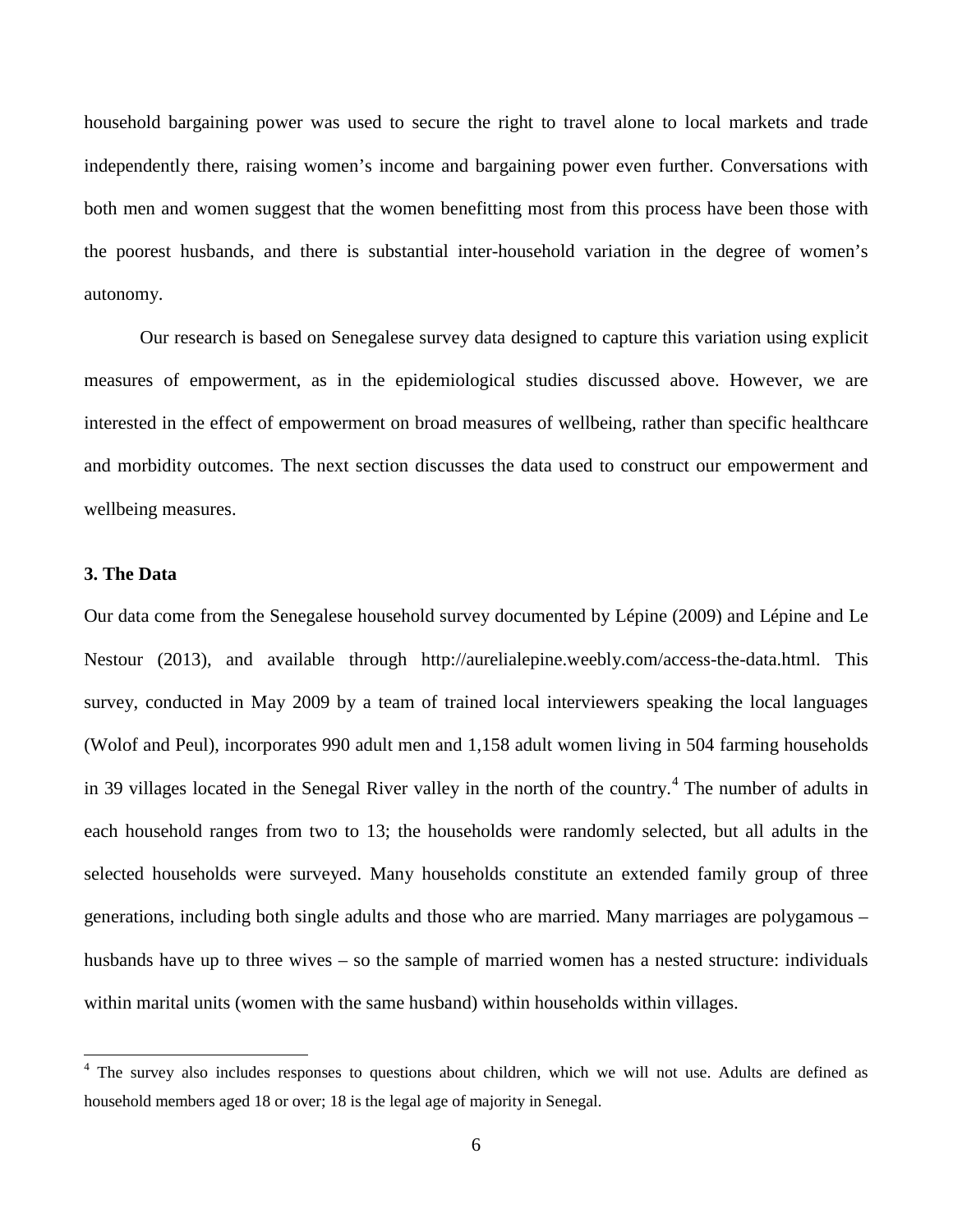household bargaining power was used to secure the right to travel alone to local markets and trade independently there, raising women's income and bargaining power even further. Conversations with both men and women suggest that the women benefitting most from this process have been those with the poorest husbands, and there is substantial inter-household variation in the degree of women's autonomy.

Our research is based on Senegalese survey data designed to capture this variation using explicit measures of empowerment, as in the epidemiological studies discussed above. However, we are interested in the effect of empowerment on broad measures of wellbeing, rather than specific healthcare and morbidity outcomes. The next section discusses the data used to construct our empowerment and wellbeing measures.

### 3. The Data

Our data come from the Senegalese household survey documented by Lépine (2009) and Lépine and Le Nestour (2013), and available through http://aurelialepine.weebly.com/access-the-data.html. This survey, conducted in May 2009 by a team of trained local interviewers speaking the local languages (Wolof and Peul), incorporates 990 adult men and 1,158 adult women living in 504 farming households in 39 villages located in the Senegal River valley in the north of the country.[4] The number of adults in each household ranges from two to 13; the households were randomly selected, but all adults in the selected households were surveyed. Many households constitute an extended family group of three generations, including both single adults and those who are married. Many marriages are polygamous – husbands have up to three wives – so the sample of married women has a nested structure: individuals within marital units (women with the same husband) within households within villages.

[4] The survey also includes responses to questions about children, which we will not use. Adults are defined as household members aged 18 or over; 18 is the legal age of majority in Senegal.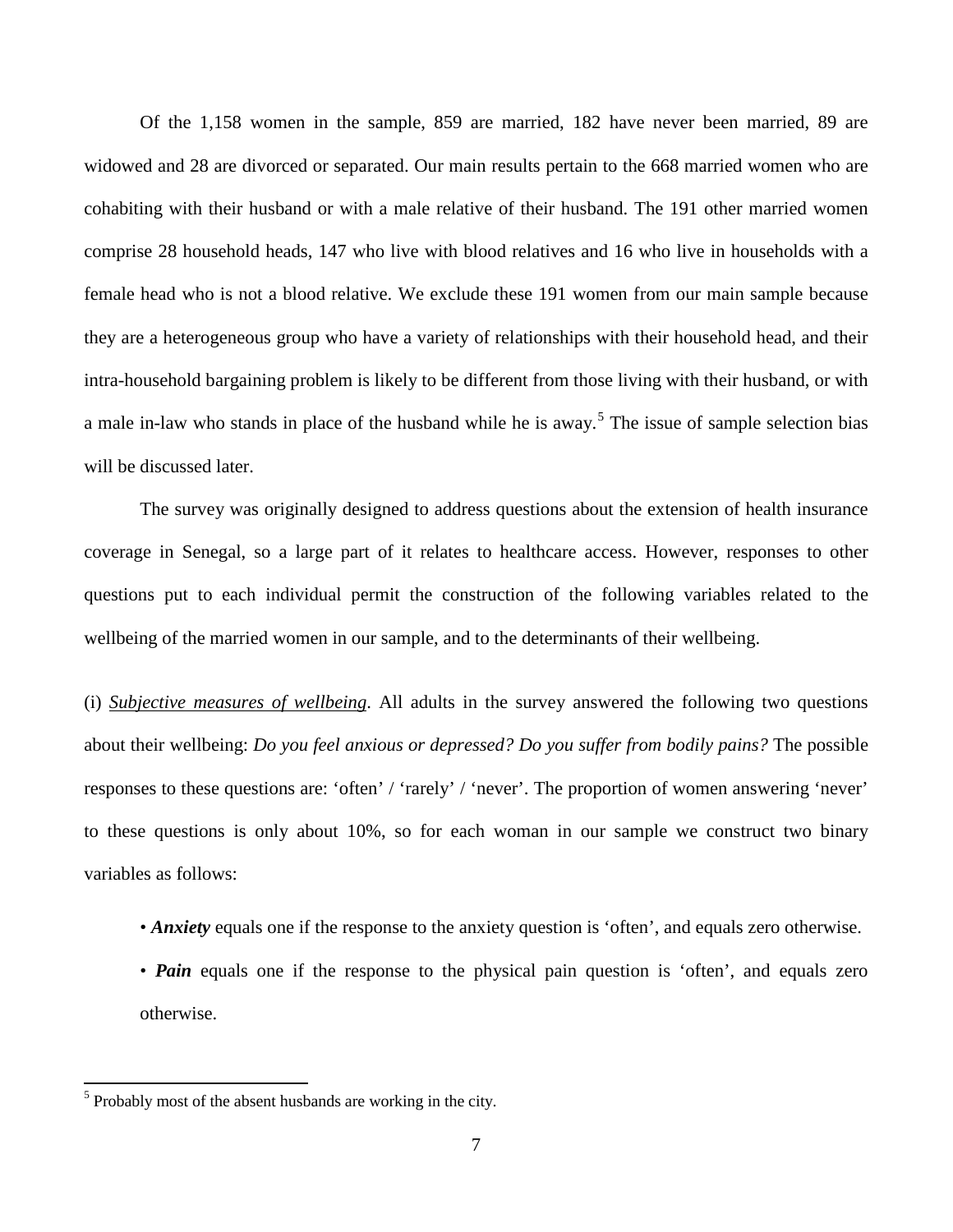Of the 1,158 women in the sample, 859 are married, 182 have never been married, 89 are widowed and 28 are divorced or separated. Our main results pertain to the 668 married women who are cohabiting with their husband or with a male relative of their husband. The 191 other married women comprise 28 household heads, 147 who live with blood relatives and 16 who live in households with a female head who is not a blood relative. We exclude these 191 women from our main sample because they are a heterogeneous group who have a variety of relationships with their household head, and their intra-household bargaining problem is likely to be different from those living with their husband, or with a male in-law who stands in place of the husband while he is away.[5] The issue of sample selection bias will be discussed later.

The survey was originally designed to address questions about the extension of health insurance coverage in Senegal, so a large part of it relates to healthcare access. However, responses to other questions put to each individual permit the construction of the following variables related to the wellbeing of the married women in our sample, and to the determinants of their wellbeing.

(i) Subjective measures of wellbeing. All adults in the survey answered the following two questions about their wellbeing: *Do you feel anxious or depressed? Do you suffer from bodily pains?* The possible responses to these questions are: 'often' / 'rarely' / 'never'. The proportion of women answering 'never' to these questions is only about 10%, so for each woman in our sample we construct two binary variables as follows:

- ***Anxiety*** equals one if the response to the anxiety question is 'often', and equals zero otherwise.
- ***Pain*** equals one if the response to the physical pain question is 'often', and equals zero otherwise.

[5] Probably most of the absent husbands are working in the city.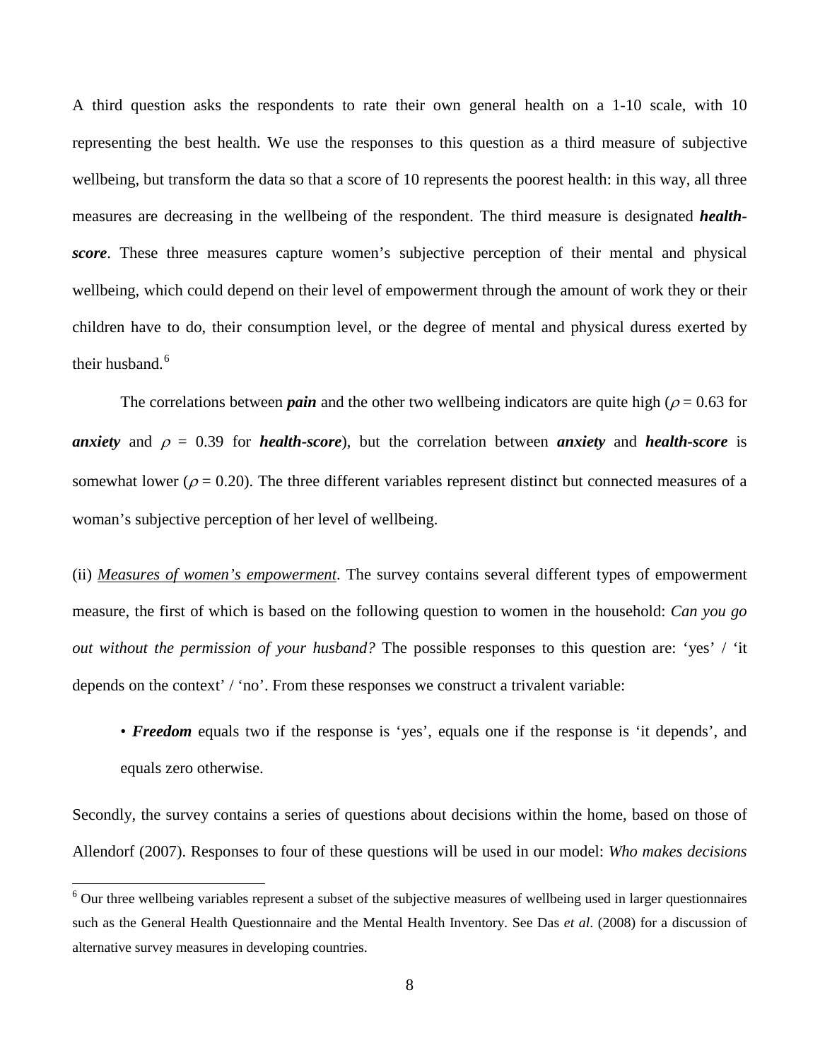A third question asks the respondents to rate their own general health on a 1-10 scale, with 10 representing the best health. We use the responses to this question as a third measure of subjective wellbeing, but transform the data so that a score of 10 represents the poorest health: in this way, all three measures are decreasing in the wellbeing of the respondent. The third measure is designated ***health-score***. These three measures capture women's subjective perception of their mental and physical wellbeing, which could depend on their level of empowerment through the amount of work they or their children have to do, their consumption level, or the degree of mental and physical duress exerted by their husband.[6]

The correlations between ***pain*** and the other two wellbeing indicators are quite high ($\rho = 0.63$ for ***anxiety*** and $\rho = 0.39$ for ***health-score***), but the correlation between ***anxiety*** and ***health-score*** is somewhat lower ($\rho = 0.20$). The three different variables represent distinct but connected measures of a woman's subjective perception of her level of wellbeing.

(ii) _Measures of women's empowerment_. The survey contains several different types of empowerment measure, the first of which is based on the following question to women in the household: *Can you go out without the permission of your husband?* The possible responses to this question are: 'yes' / 'it depends on the context' / 'no'. From these responses we construct a trivalent variable:

- ***Freedom*** equals two if the response is 'yes', equals one if the response is 'it depends', and equals zero otherwise.

Secondly, the survey contains a series of questions about decisions within the home, based on those of Allendorf (2007). Responses to four of these questions will be used in our model: *Who makes decisions*

[6] Our three wellbeing variables represent a subset of the subjective measures of wellbeing used in larger questionnaires such as the General Health Questionnaire and the Mental Health Inventory. See Das *et al*. (2008) for a discussion of alternative survey measures in developing countries.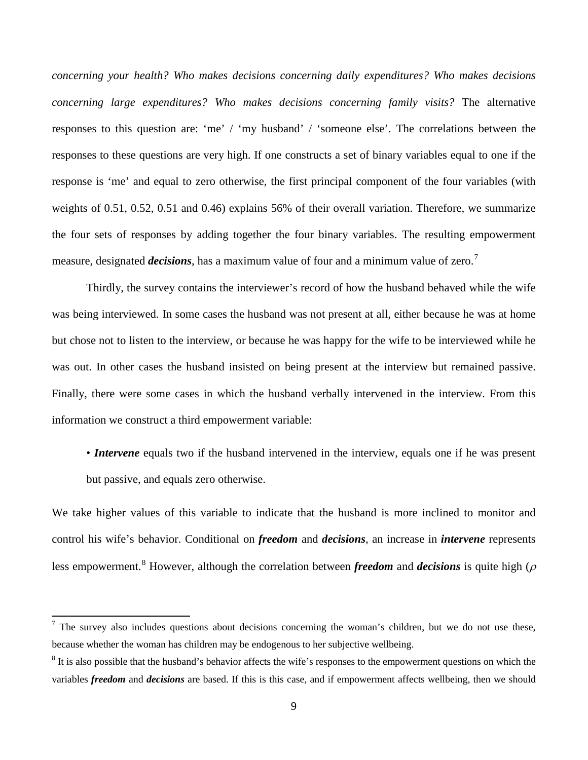*concerning your health? Who makes decisions concerning daily expenditures? Who makes decisions concerning large expenditures? Who makes decisions concerning family visits?* The alternative responses to this question are: 'me' / 'my husband' / 'someone else'. The correlations between the responses to these questions are very high. If one constructs a set of binary variables equal to one if the response is 'me' and equal to zero otherwise, the first principal component of the four variables (with weights of 0.51, 0.52, 0.51 and 0.46) explains 56% of their overall variation. Therefore, we summarize the four sets of responses by adding together the four binary variables. The resulting empowerment measure, designated ***decisions***, has a maximum value of four and a minimum value of zero.[7]

Thirdly, the survey contains the interviewer's record of how the husband behaved while the wife was being interviewed. In some cases the husband was not present at all, either because he was at home but chose not to listen to the interview, or because he was happy for the wife to be interviewed while he was out. In other cases the husband insisted on being present at the interview but remained passive. Finally, there were some cases in which the husband verbally intervened in the interview. From this information we construct a third empowerment variable:

- ***Intervene*** equals two if the husband intervened in the interview, equals one if he was present but passive, and equals zero otherwise.

We take higher values of this variable to indicate that the husband is more inclined to monitor and control his wife's behavior. Conditional on ***freedom*** and ***decisions***, an increase in ***intervene*** represents less empowerment.[8] However, although the correlation between ***freedom*** and ***decisions*** is quite high ($\rho$

[7] The survey also includes questions about decisions concerning the woman's children, but we do not use these, because whether the woman has children may be endogenous to her subjective wellbeing.

[8] It is also possible that the husband's behavior affects the wife's responses to the empowerment questions on which the variables ***freedom*** and ***decisions*** are based. If this is this case, and if empowerment affects wellbeing, then we should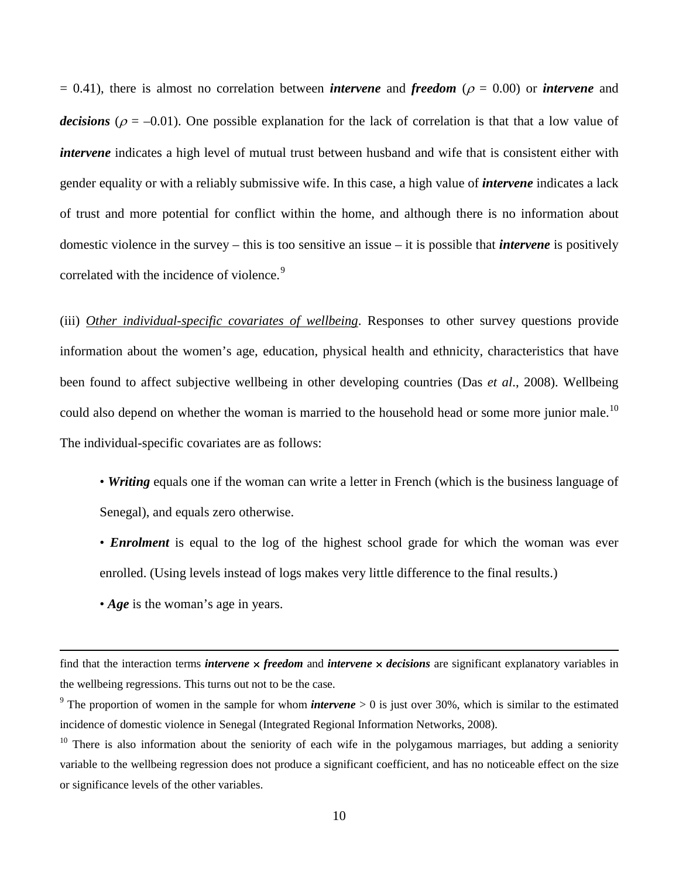= 0.41), there is almost no correlation between ***intervene*** and ***freedom*** ($\rho$ = 0.00) or ***intervene*** and ***decisions*** ($\rho$ = –0.01). One possible explanation for the lack of correlation is that that a low value of ***intervene*** indicates a high level of mutual trust between husband and wife that is consistent either with gender equality or with a reliably submissive wife. In this case, a high value of ***intervene*** indicates a lack of trust and more potential for conflict within the home, and although there is no information about domestic violence in the survey – this is too sensitive an issue – it is possible that ***intervene*** is positively correlated with the incidence of violence.[9]

(iii) <u>*Other individual-specific covariates of wellbeing*</u>. Responses to other survey questions provide information about the women's age, education, physical health and ethnicity, characteristics that have been found to affect subjective wellbeing in other developing countries (Das *et al*., 2008). Wellbeing could also depend on whether the woman is married to the household head or some more junior male.[10] The individual-specific covariates are as follows:

- ***Writing*** equals one if the woman can write a letter in French (which is the business language of Senegal), and equals zero otherwise.
- ***Enrolment*** is equal to the log of the highest school grade for which the woman was ever enrolled. (Using levels instead of logs makes very little difference to the final results.)
- ***Age*** is the woman's age in years.

---

find that the interaction terms ***intervene*** × ***freedom*** and ***intervene*** × ***decisions*** are significant explanatory variables in the wellbeing regressions. This turns out not to be the case.

[9] The proportion of women in the sample for whom ***intervene*** > 0 is just over 30%, which is similar to the estimated incidence of domestic violence in Senegal (Integrated Regional Information Networks, 2008).

[10] There is also information about the seniority of each wife in the polygamous marriages, but adding a seniority variable to the wellbeing regression does not produce a significant coefficient, and has no noticeable effect on the size or significance levels of the other variables.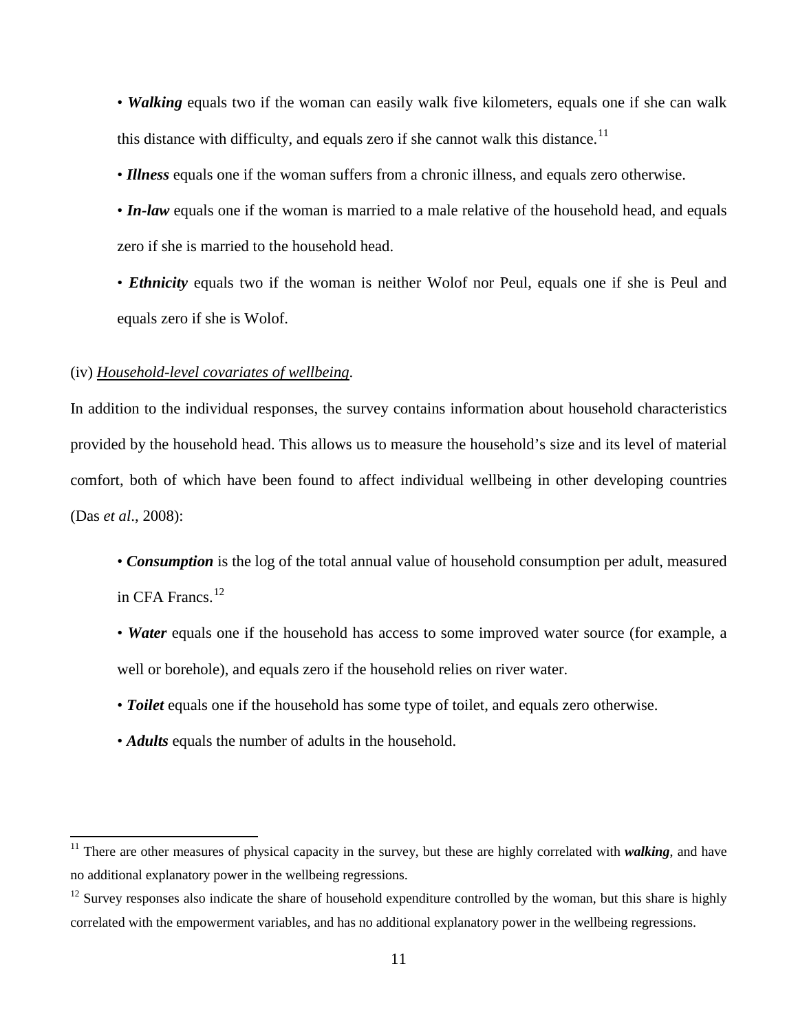- ***Walking*** equals two if the woman can easily walk five kilometers, equals one if she can walk this distance with difficulty, and equals zero if she cannot walk this distance.[11]

- ***Illness*** equals one if the woman suffers from a chronic illness, and equals zero otherwise.

- ***In-law*** equals one if the woman is married to a male relative of the household head, and equals zero if she is married to the household head.

- ***Ethnicity*** equals two if the woman is neither Wolof nor Peul, equals one if she is Peul and equals zero if she is Wolof.

(iv) <u>*Household-level covariates of wellbeing*</u>.

In addition to the individual responses, the survey contains information about household characteristics provided by the household head. This allows us to measure the household's size and its level of material comfort, both of which have been found to affect individual wellbeing in other developing countries (Das *et al*., 2008):

- ***Consumption*** is the log of the total annual value of household consumption per adult, measured in CFA Francs.[12]

- ***Water*** equals one if the household has access to some improved water source (for example, a well or borehole), and equals zero if the household relies on river water.

- ***Toilet*** equals one if the household has some type of toilet, and equals zero otherwise.

- ***Adults*** equals the number of adults in the household.

---

[11] There are other measures of physical capacity in the survey, but these are highly correlated with ***walking***, and have no additional explanatory power in the wellbeing regressions.

[12] Survey responses also indicate the share of household expenditure controlled by the woman, but this share is highly correlated with the empowerment variables, and has no additional explanatory power in the wellbeing regressions.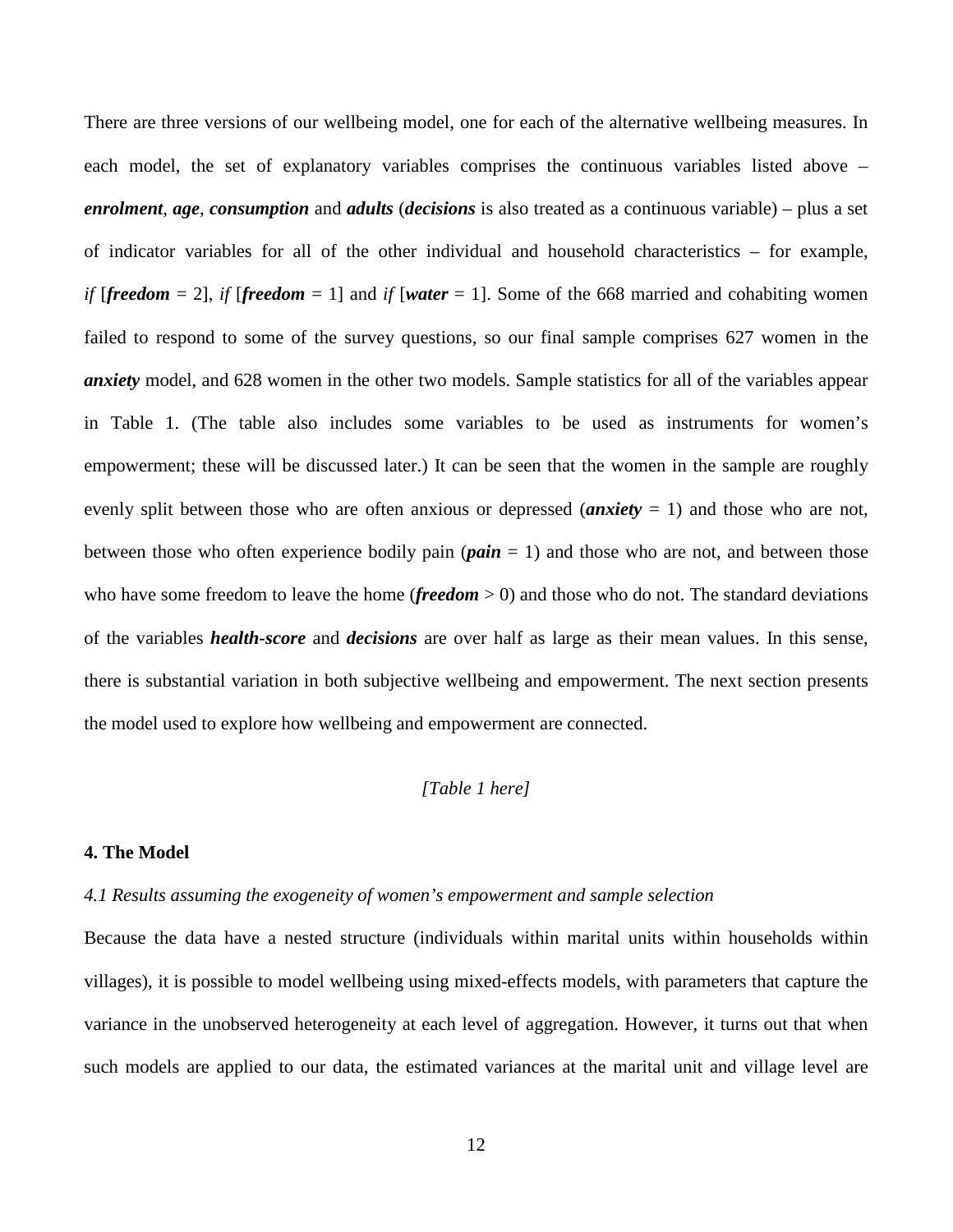There are three versions of our wellbeing model, one for each of the alternative wellbeing measures. In each model, the set of explanatory variables comprises the continuous variables listed above – ***enrolment***, ***age***, ***consumption*** and ***adults*** (***decisions*** is also treated as a continuous variable) – plus a set of indicator variables for all of the other individual and household characteristics – for example, *if* [***freedom*** = 2], *if* [***freedom*** = 1] and *if* [***water*** = 1]. Some of the 668 married and cohabiting women failed to respond to some of the survey questions, so our final sample comprises 627 women in the ***anxiety*** model, and 628 women in the other two models. Sample statistics for all of the variables appear in Table 1. (The table also includes some variables to be used as instruments for women's empowerment; these will be discussed later.) It can be seen that the women in the sample are roughly evenly split between those who are often anxious or depressed (***anxiety*** = 1) and those who are not, between those who often experience bodily pain (***pain*** = 1) and those who are not, and between those who have some freedom to leave the home (***freedom*** > 0) and those who do not. The standard deviations of the variables ***health-score*** and ***decisions*** are over half as large as their mean values. In this sense, there is substantial variation in both subjective wellbeing and empowerment. The next section presents the model used to explore how wellbeing and empowerment are connected.

*[Table 1 here]*

## 4. The Model

### *4.1 Results assuming the exogeneity of women's empowerment and sample selection*

Because the data have a nested structure (individuals within marital units within households within villages), it is possible to model wellbeing using mixed-effects models, with parameters that capture the variance in the unobserved heterogeneity at each level of aggregation. However, it turns out that when such models are applied to our data, the estimated variances at the marital unit and village level are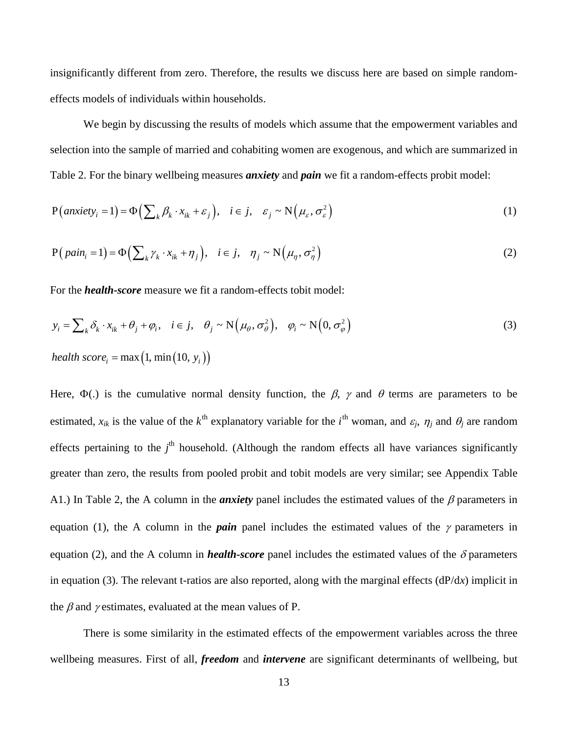insignificantly different from zero. Therefore, the results we discuss here are based on simple random-effects models of individuals within households.

We begin by discussing the results of models which assume that the empowerment variables and selection into the sample of married and cohabiting women are exogenous, and which are summarized in Table 2. For the binary wellbeing measures ***anxiety*** and ***pain*** we fit a random-effects probit model:

$$\mathrm{P}\left(anxiety_i = 1\right) = \Phi\left(\sum\nolimits_k \beta_k \cdot x_{ik} + \varepsilon_j\right), \quad i \in j, \quad \varepsilon_j \sim \mathrm{N}\left(\mu_\varepsilon, \sigma_\varepsilon^2\right) \tag{1}$$

$$\mathrm{P}\left(pain_i = 1\right) = \Phi\left(\sum\nolimits_k \gamma_k \cdot x_{ik} + \eta_j\right), \quad i \in j, \quad \eta_j \sim \mathrm{N}\left(\mu_\eta, \sigma_\eta^2\right) \tag{2}$$

For the ***health-score*** measure we fit a random-effects tobit model:

$$y_i = \sum\nolimits_k \delta_k \cdot x_{ik} + \theta_j + \varphi_i, \quad i \in j, \quad \theta_j \sim \mathrm{N}\left(\mu_\theta, \sigma_\theta^2\right), \quad \varphi_i \sim \mathrm{N}\left(0, \sigma_\varphi^2\right) \tag{3}$$

$$health\ score_i = \max\left(1, \min\left(10, y_i\right)\right)$$

Here, $\Phi(.)$ is the cumulative normal density function, the $\beta$, $\gamma$ and $\theta$ terms are parameters to be estimated, $x_{ik}$ is the value of the $k^{\text{th}}$ explanatory variable for the $i^{\text{th}}$ woman, and $\varepsilon_j$, $\eta_j$ and $\theta_j$ are random effects pertaining to the $j^{\text{th}}$ household. (Although the random effects all have variances significantly greater than zero, the results from pooled probit and tobit models are very similar; see Appendix Table A1.) In Table 2, the A column in the ***anxiety*** panel includes the estimated values of the $\beta$ parameters in equation (1), the A column in the ***pain*** panel includes the estimated values of the $\gamma$ parameters in equation (2), and the A column in ***health-score*** panel includes the estimated values of the $\delta$ parameters in equation (3). The relevant t-ratios are also reported, along with the marginal effects (dP/d*x*) implicit in the $\beta$ and $\gamma$ estimates, evaluated at the mean values of P.

There is some similarity in the estimated effects of the empowerment variables across the three wellbeing measures. First of all, ***freedom*** and ***intervene*** are significant determinants of wellbeing, but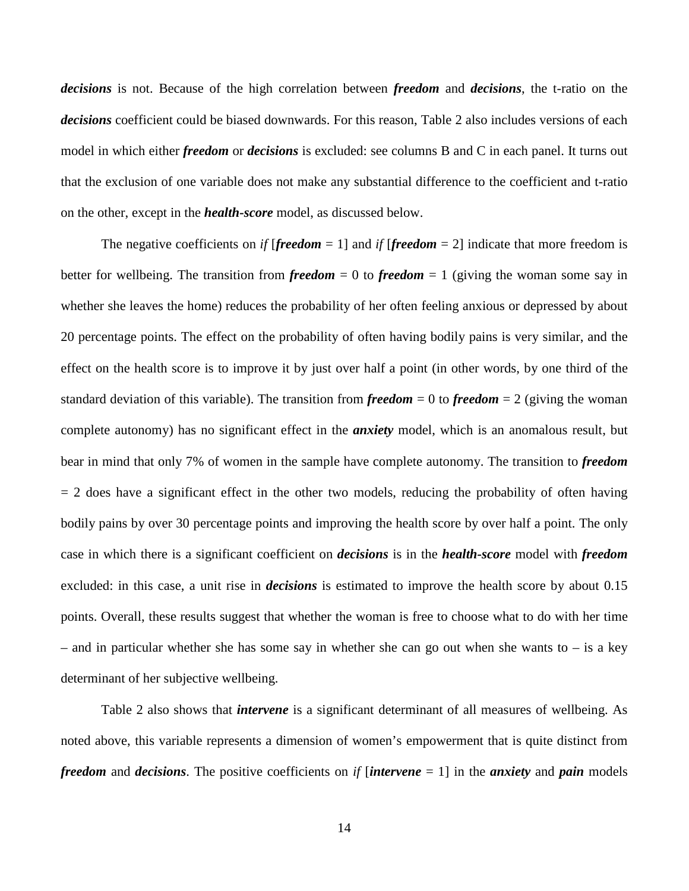***decisions*** is not. Because of the high correlation between ***freedom*** and ***decisions***, the t-ratio on the ***decisions*** coefficient could be biased downwards. For this reason, Table 2 also includes versions of each model in which either ***freedom*** or ***decisions*** is excluded: see columns B and C in each panel. It turns out that the exclusion of one variable does not make any substantial difference to the coefficient and t-ratio on the other, except in the ***health-score*** model, as discussed below.

The negative coefficients on *if* [***freedom*** = 1] and *if* [***freedom*** = 2] indicate that more freedom is better for wellbeing. The transition from ***freedom*** = 0 to ***freedom*** = 1 (giving the woman some say in whether she leaves the home) reduces the probability of her often feeling anxious or depressed by about 20 percentage points. The effect on the probability of often having bodily pains is very similar, and the effect on the health score is to improve it by just over half a point (in other words, by one third of the standard deviation of this variable). The transition from ***freedom*** = 0 to ***freedom*** = 2 (giving the woman complete autonomy) has no significant effect in the ***anxiety*** model, which is an anomalous result, but bear in mind that only 7% of women in the sample have complete autonomy. The transition to ***freedom*** = 2 does have a significant effect in the other two models, reducing the probability of often having bodily pains by over 30 percentage points and improving the health score by over half a point. The only case in which there is a significant coefficient on ***decisions*** is in the ***health-score*** model with ***freedom*** excluded: in this case, a unit rise in ***decisions*** is estimated to improve the health score by about 0.15 points. Overall, these results suggest that whether the woman is free to choose what to do with her time – and in particular whether she has some say in whether she can go out when she wants to – is a key determinant of her subjective wellbeing.

Table 2 also shows that ***intervene*** is a significant determinant of all measures of wellbeing. As noted above, this variable represents a dimension of women's empowerment that is quite distinct from ***freedom*** and ***decisions***. The positive coefficients on *if* [***intervene*** = 1] in the ***anxiety*** and ***pain*** models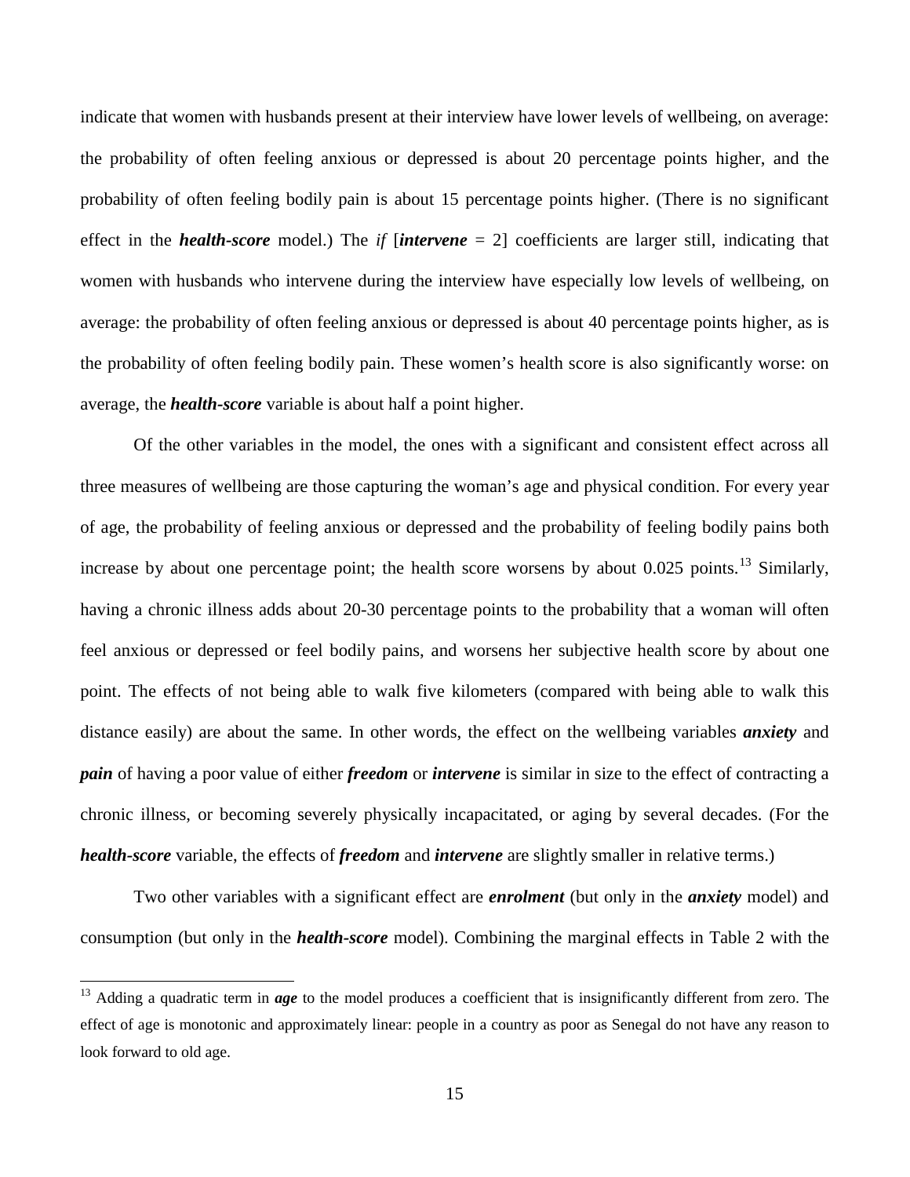indicate that women with husbands present at their interview have lower levels of wellbeing, on average: the probability of often feeling anxious or depressed is about 20 percentage points higher, and the probability of often feeling bodily pain is about 15 percentage points higher. (There is no significant effect in the ***health-score*** model.) The *if* [***intervene*** = 2] coefficients are larger still, indicating that women with husbands who intervene during the interview have especially low levels of wellbeing, on average: the probability of often feeling anxious or depressed is about 40 percentage points higher, as is the probability of often feeling bodily pain. These women's health score is also significantly worse: on average, the ***health-score*** variable is about half a point higher.

Of the other variables in the model, the ones with a significant and consistent effect across all three measures of wellbeing are those capturing the woman's age and physical condition. For every year of age, the probability of feeling anxious or depressed and the probability of feeling bodily pains both increase by about one percentage point; the health score worsens by about 0.025 points.[13] Similarly, having a chronic illness adds about 20-30 percentage points to the probability that a woman will often feel anxious or depressed or feel bodily pains, and worsens her subjective health score by about one point. The effects of not being able to walk five kilometers (compared with being able to walk this distance easily) are about the same. In other words, the effect on the wellbeing variables ***anxiety*** and ***pain*** of having a poor value of either ***freedom*** or ***intervene*** is similar in size to the effect of contracting a chronic illness, or becoming severely physically incapacitated, or aging by several decades. (For the ***health-score*** variable, the effects of ***freedom*** and ***intervene*** are slightly smaller in relative terms.)

Two other variables with a significant effect are ***enrolment*** (but only in the ***anxiety*** model) and consumption (but only in the ***health-score*** model). Combining the marginal effects in Table 2 with the

---

[13] Adding a quadratic term in ***age*** to the model produces a coefficient that is insignificantly different from zero. The effect of age is monotonic and approximately linear: people in a country as poor as Senegal do not have any reason to look forward to old age.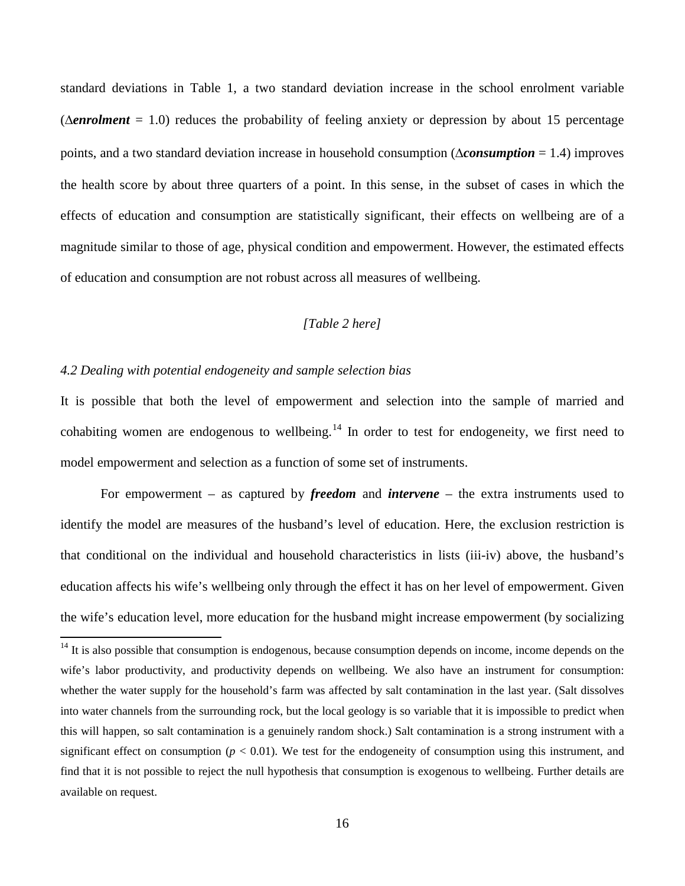standard deviations in Table 1, a two standard deviation increase in the school enrolment variable ($\Delta$***enrolment*** = 1.0) reduces the probability of feeling anxiety or depression by about 15 percentage points, and a two standard deviation increase in household consumption ($\Delta$***consumption*** = 1.4) improves the health score by about three quarters of a point. In this sense, in the subset of cases in which the effects of education and consumption are statistically significant, their effects on wellbeing are of a magnitude similar to those of age, physical condition and empowerment. However, the estimated effects of education and consumption are not robust across all measures of wellbeing.

*[Table 2 here]*

### *4.2 Dealing with potential endogeneity and sample selection bias*

It is possible that both the level of empowerment and selection into the sample of married and cohabiting women are endogenous to wellbeing.[14] In order to test for endogeneity, we first need to model empowerment and selection as a function of some set of instruments.

For empowerment – as captured by ***freedom*** and ***intervene*** – the extra instruments used to identify the model are measures of the husband's level of education. Here, the exclusion restriction is that conditional on the individual and household characteristics in lists (iii-iv) above, the husband's education affects his wife's wellbeing only through the effect it has on her level of empowerment. Given the wife's education level, more education for the husband might increase empowerment (by socializing

---

[14] It is also possible that consumption is endogenous, because consumption depends on income, income depends on the wife's labor productivity, and productivity depends on wellbeing. We also have an instrument for consumption: whether the water supply for the household's farm was affected by salt contamination in the last year. (Salt dissolves into water channels from the surrounding rock, but the local geology is so variable that it is impossible to predict when this will happen, so salt contamination is a genuinely random shock.) Salt contamination is a strong instrument with a significant effect on consumption ($p < 0.01$). We test for the endogeneity of consumption using this instrument, and find that it is not possible to reject the null hypothesis that consumption is exogenous to wellbeing. Further details are available on request.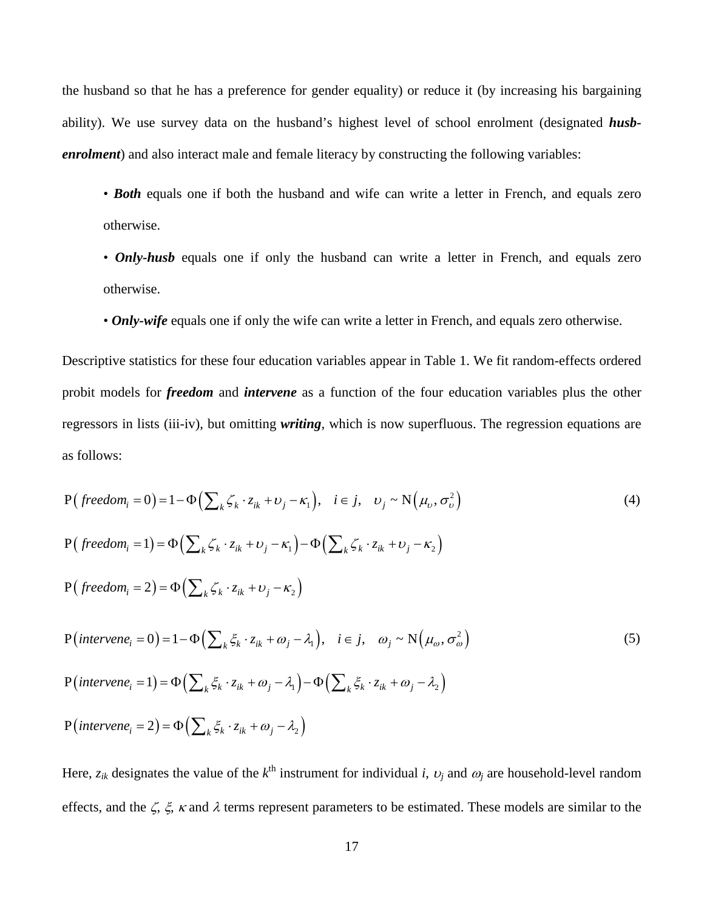the husband so that he has a preference for gender equality) or reduce it (by increasing his bargaining ability). We use survey data on the husband's highest level of school enrolment (designated ***husb-enrolment***) and also interact male and female literacy by constructing the following variables:

- ***Both*** equals one if both the husband and wife can write a letter in French, and equals zero otherwise.
- ***Only-husb*** equals one if only the husband can write a letter in French, and equals zero otherwise.
- ***Only-wife*** equals one if only the wife can write a letter in French, and equals zero otherwise.

Descriptive statistics for these four education variables appear in Table 1. We fit random-effects ordered probit models for ***freedom*** and ***intervene*** as a function of the four education variables plus the other regressors in lists (iii-iv), but omitting ***writing***, which is now superfluous. The regression equations are as follows:

$$\mathrm{P}\left( freedom_i = 0\right) = 1 - \Phi\left(\sum\nolimits_k \zeta_k \cdot z_{ik} + \upsilon_j - \kappa_1\right), \quad i \in j, \quad \upsilon_j \sim \mathrm{N}\left(\mu_\upsilon, \sigma_\upsilon^2\right) \tag{4}$$

$$\mathrm{P}\left( freedom_i = 1\right) = \Phi\left(\sum\nolimits_k \zeta_k \cdot z_{ik} + \upsilon_j - \kappa_1\right) - \Phi\left(\sum\nolimits_k \zeta_k \cdot z_{ik} + \upsilon_j - \kappa_2\right)$$

$$\mathrm{P}\left( freedom_i = 2\right) = \Phi\left(\sum\nolimits_k \zeta_k \cdot z_{ik} + \upsilon_j - \kappa_2\right)$$

$$\mathrm{P}\left( intervene_i = 0\right) = 1 - \Phi\left(\sum\nolimits_k \xi_k \cdot z_{ik} + \omega_j - \lambda_1\right), \quad i \in j, \quad \omega_j \sim \mathrm{N}\left(\mu_\omega, \sigma_\omega^2\right) \tag{5}$$

$$\mathrm{P}\left( intervene_i = 1\right) = \Phi\left(\sum\nolimits_k \xi_k \cdot z_{ik} + \omega_j - \lambda_1\right) - \Phi\left(\sum\nolimits_k \xi_k \cdot z_{ik} + \omega_j - \lambda_2\right)$$

$$\mathrm{P}\left( intervene_i = 2\right) = \Phi\left(\sum\nolimits_k \xi_k \cdot z_{ik} + \omega_j - \lambda_2\right)$$

Here, $z_{ik}$ designates the value of the $k^{\text{th}}$ instrument for individual $i$, $\upsilon_j$ and $\omega_j$ are household-level random effects, and the $\zeta$, $\xi$, $\kappa$ and $\lambda$ terms represent parameters to be estimated. These models are similar to the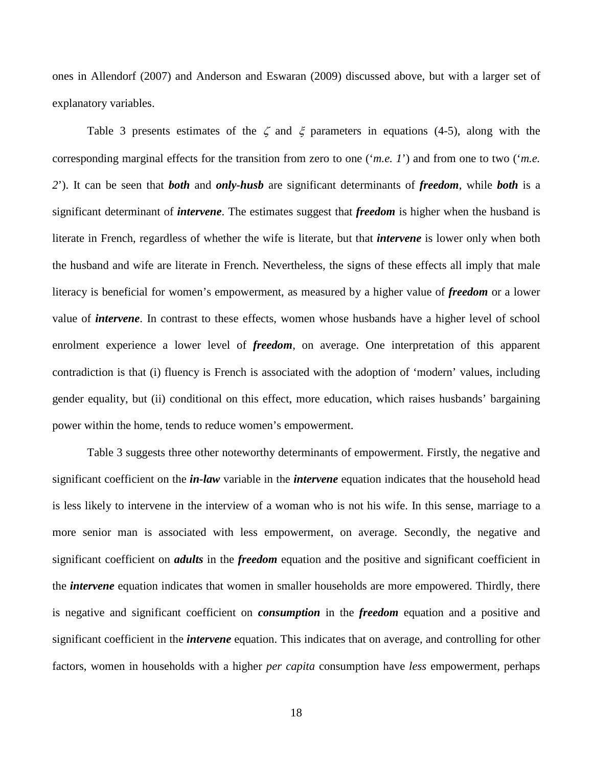ones in Allendorf (2007) and Anderson and Eswaran (2009) discussed above, but with a larger set of explanatory variables.

Table 3 presents estimates of the $\zeta$ and $\xi$ parameters in equations (4-5), along with the corresponding marginal effects for the transition from zero to one ('*m.e. 1*') and from one to two ('*m.e. 2*'). It can be seen that ***both*** and ***only-husb*** are significant determinants of ***freedom***, while ***both*** is a significant determinant of ***intervene***. The estimates suggest that ***freedom*** is higher when the husband is literate in French, regardless of whether the wife is literate, but that ***intervene*** is lower only when both the husband and wife are literate in French. Nevertheless, the signs of these effects all imply that male literacy is beneficial for women's empowerment, as measured by a higher value of ***freedom*** or a lower value of ***intervene***. In contrast to these effects, women whose husbands have a higher level of school enrolment experience a lower level of ***freedom***, on average. One interpretation of this apparent contradiction is that (i) fluency is French is associated with the adoption of 'modern' values, including gender equality, but (ii) conditional on this effect, more education, which raises husbands' bargaining power within the home, tends to reduce women's empowerment.

Table 3 suggests three other noteworthy determinants of empowerment. Firstly, the negative and significant coefficient on the ***in-law*** variable in the ***intervene*** equation indicates that the household head is less likely to intervene in the interview of a woman who is not his wife. In this sense, marriage to a more senior man is associated with less empowerment, on average. Secondly, the negative and significant coefficient on ***adults*** in the ***freedom*** equation and the positive and significant coefficient in the ***intervene*** equation indicates that women in smaller households are more empowered. Thirdly, there is negative and significant coefficient on ***consumption*** in the ***freedom*** equation and a positive and significant coefficient in the ***intervene*** equation. This indicates that on average, and controlling for other factors, women in households with a higher *per capita* consumption have *less* empowerment, perhaps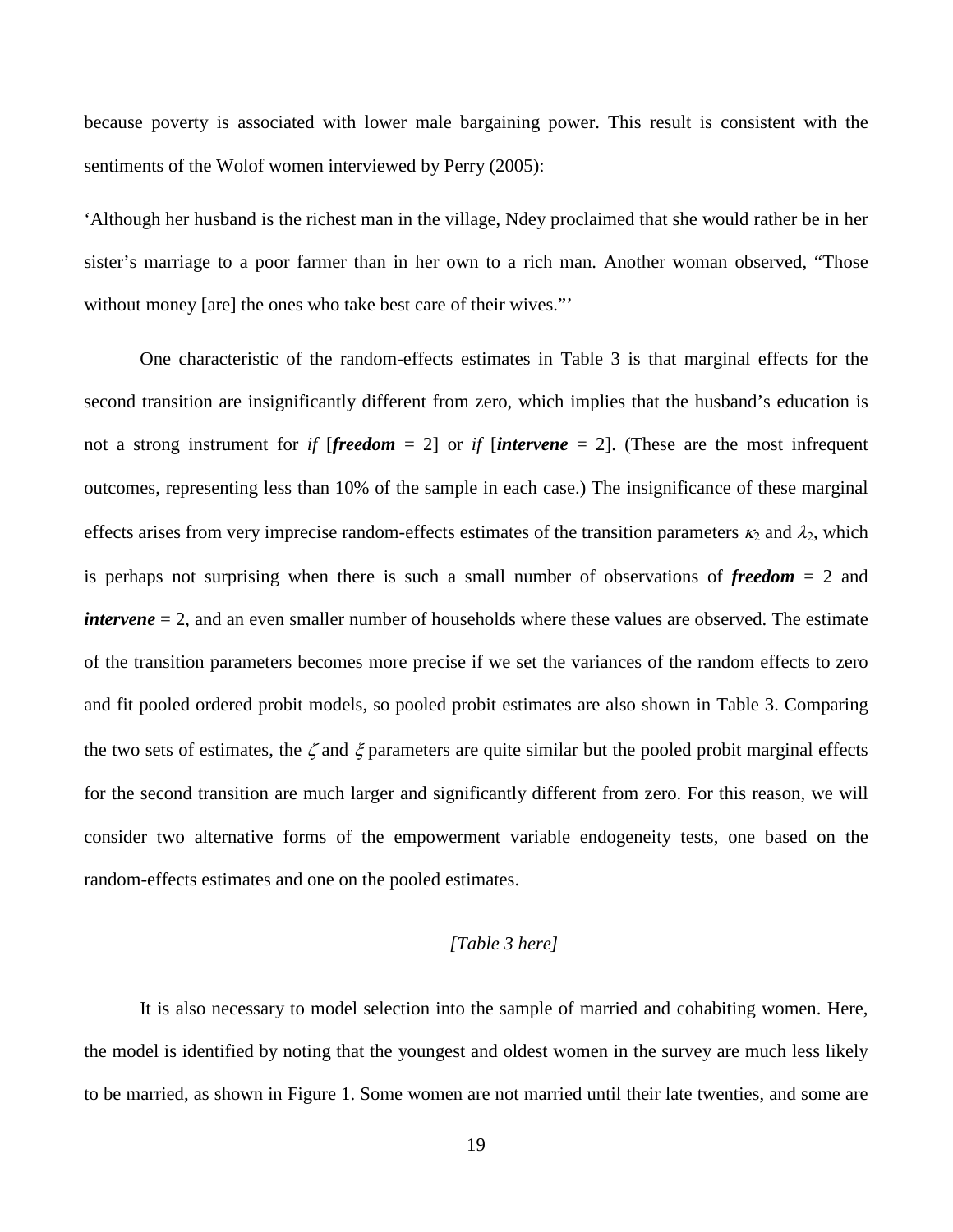because poverty is associated with lower male bargaining power. This result is consistent with the sentiments of the Wolof women interviewed by Perry (2005):

‘Although her husband is the richest man in the village, Ndey proclaimed that she would rather be in her sister’s marriage to a poor farmer than in her own to a rich man. Another woman observed, “Those without money [are] the ones who take best care of their wives.”’

One characteristic of the random-effects estimates in Table 3 is that marginal effects for the second transition are insignificantly different from zero, which implies that the husband’s education is not a strong instrument for *if* [***freedom*** = 2] or *if* [***intervene*** = 2]. (These are the most infrequent outcomes, representing less than 10% of the sample in each case.) The insignificance of these marginal effects arises from very imprecise random-effects estimates of the transition parameters $\kappa_2$ and $\lambda_2$, which is perhaps not surprising when there is such a small number of observations of ***freedom*** = 2 and ***intervene*** = 2, and an even smaller number of households where these values are observed. The estimate of the transition parameters becomes more precise if we set the variances of the random effects to zero and fit pooled ordered probit models, so pooled probit estimates are also shown in Table 3. Comparing the two sets of estimates, the $\zeta$ and $\xi$ parameters are quite similar but the pooled probit marginal effects for the second transition are much larger and significantly different from zero. For this reason, we will consider two alternative forms of the empowerment variable endogeneity tests, one based on the random-effects estimates and one on the pooled estimates.

*[Table 3 here]*

It is also necessary to model selection into the sample of married and cohabiting women. Here, the model is identified by noting that the youngest and oldest women in the survey are much less likely to be married, as shown in Figure 1. Some women are not married until their late twenties, and some are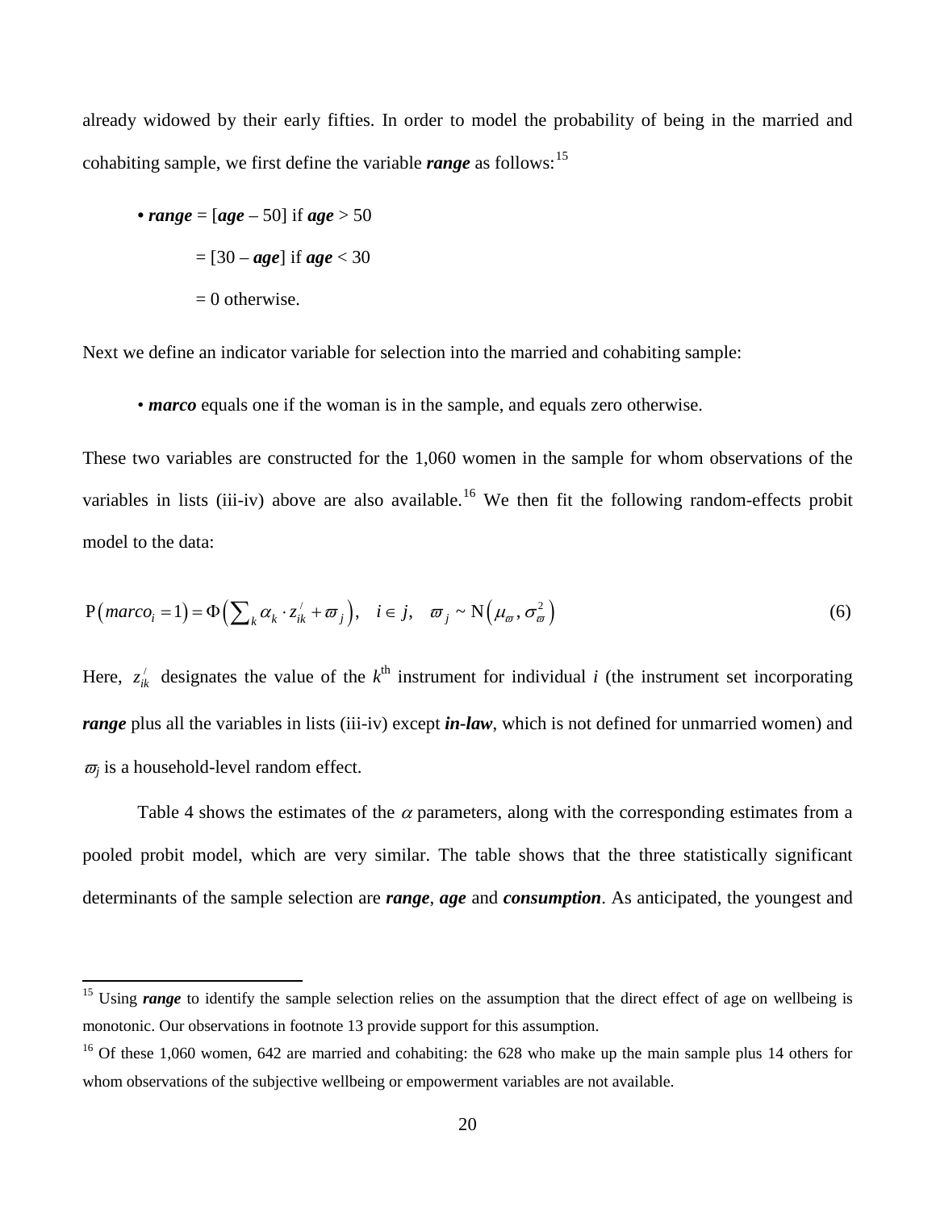already widowed by their early fifties. In order to model the probability of being in the married and cohabiting sample, we first define the variable ***range*** as follows:[15]

- ***range*** = [***age*** – 50] if ***age*** > 50

  = [30 – ***age***] if ***age*** < 30

  = 0 otherwise.

Next we define an indicator variable for selection into the married and cohabiting sample:

- ***marco*** equals one if the woman is in the sample, and equals zero otherwise.

These two variables are constructed for the 1,060 women in the sample for whom observations of the variables in lists (iii-iv) above are also available.[16] We then fit the following random-effects probit model to the data:

$$\mathrm{P}\left(marco_i = 1\right) = \Phi\left(\sum_k \alpha_k \cdot z_{ik}^{\prime} + \varpi_j\right), \quad i \in j, \quad \varpi_j \sim \mathrm{N}\left(\mu_{\varpi}, \sigma_{\varpi}^2\right) \tag{6}$$

Here, $z_{ik}^{\prime}$ designates the value of the $k^{\text{th}}$ instrument for individual $i$ (the instrument set incorporating ***range*** plus all the variables in lists (iii-iv) except ***in-law***, which is not defined for unmarried women) and $\varpi_j$ is a household-level random effect.

Table 4 shows the estimates of the $\alpha$ parameters, along with the corresponding estimates from a pooled probit model, which are very similar. The table shows that the three statistically significant determinants of the sample selection are ***range***, ***age*** and ***consumption***. As anticipated, the youngest and

[15] Using ***range*** to identify the sample selection relies on the assumption that the direct effect of age on wellbeing is monotonic. Our observations in footnote 13 provide support for this assumption.

[16] Of these 1,060 women, 642 are married and cohabiting: the 628 who make up the main sample plus 14 others for whom observations of the subjective wellbeing or empowerment variables are not available.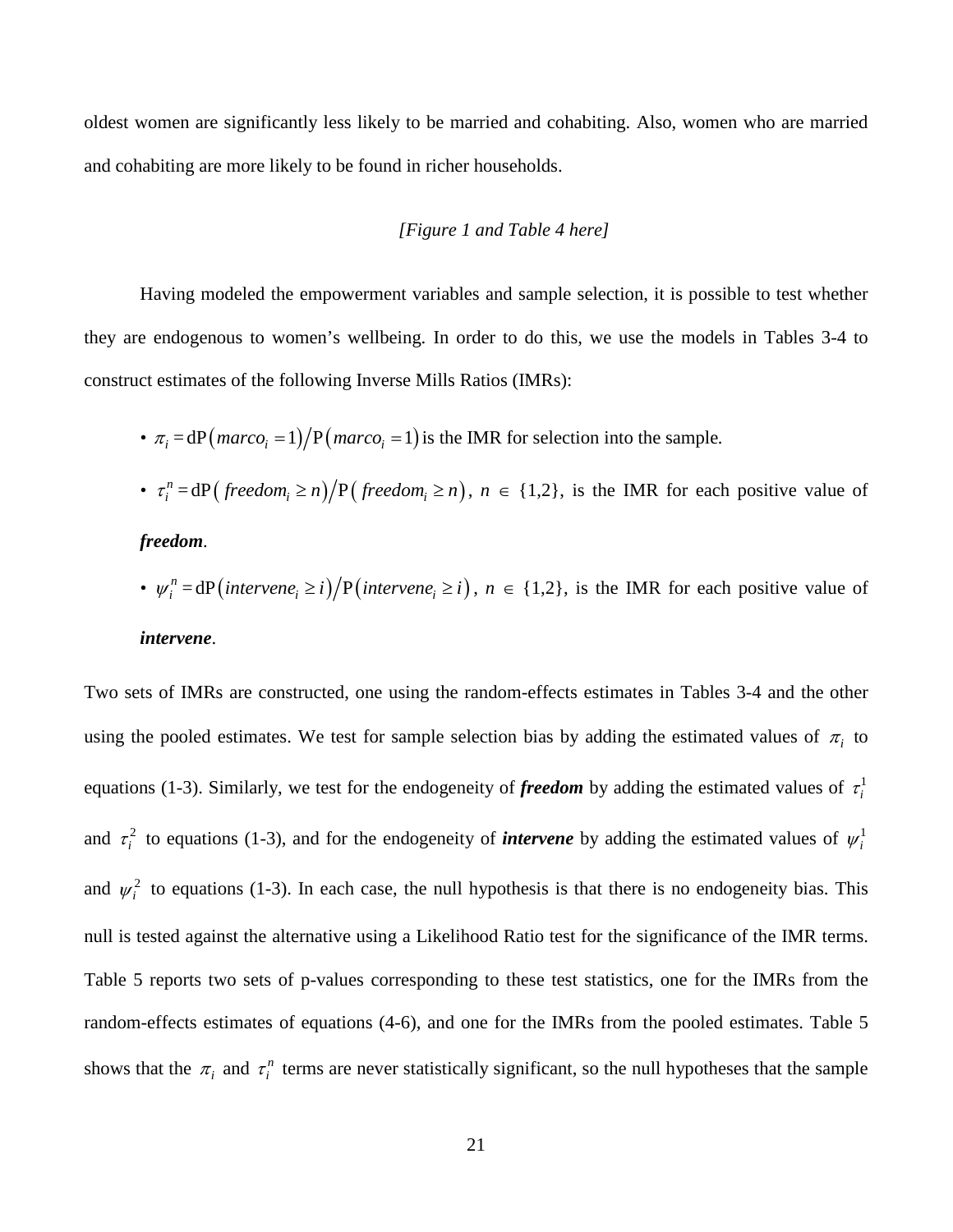oldest women are significantly less likely to be married and cohabiting. Also, women who are married and cohabiting are more likely to be found in richer households.

*[Figure 1 and Table 4 here]*

Having modeled the empowerment variables and sample selection, it is possible to test whether they are endogenous to women's wellbeing. In order to do this, we use the models in Tables 3-4 to construct estimates of the following Inverse Mills Ratios (IMRs):

- $\pi_i = \mathrm{dP}(marco_i = 1) / \mathrm{P}(marco_i = 1)$ is the IMR for selection into the sample.
- $\tau_i^n = \mathrm{dP}(freedom_i \geq n) / \mathrm{P}(freedom_i \geq n)$, $n \in \{1,2\}$, is the IMR for each positive value of ***freedom***.
- $\psi_i^n = \mathrm{dP}(intervene_i \geq i) / \mathrm{P}(intervene_i \geq i)$, $n \in \{1,2\}$, is the IMR for each positive value of ***intervene***.

Two sets of IMRs are constructed, one using the random-effects estimates in Tables 3-4 and the other using the pooled estimates. We test for sample selection bias by adding the estimated values of $\pi_i$ to equations (1-3). Similarly, we test for the endogeneity of ***freedom*** by adding the estimated values of $\tau_i^1$ and $\tau_i^2$ to equations (1-3), and for the endogeneity of ***intervene*** by adding the estimated values of $\psi_i^1$ and $\psi_i^2$ to equations (1-3). In each case, the null hypothesis is that there is no endogeneity bias. This null is tested against the alternative using a Likelihood Ratio test for the significance of the IMR terms. Table 5 reports two sets of p-values corresponding to these test statistics, one for the IMRs from the random-effects estimates of equations (4-6), and one for the IMRs from the pooled estimates. Table 5 shows that the $\pi_i$ and $\tau_i^n$ terms are never statistically significant, so the null hypotheses that the sample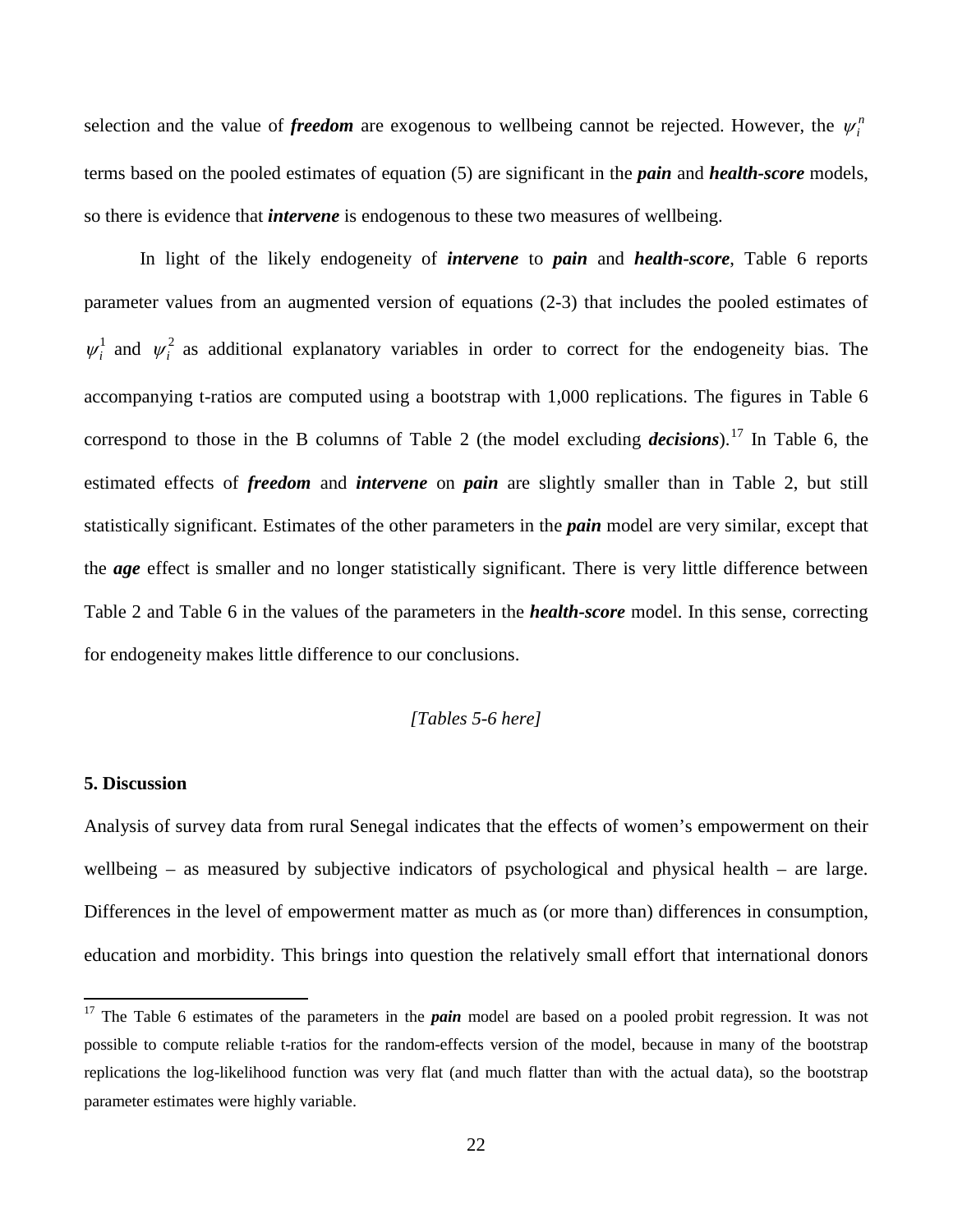selection and the value of ***freedom*** are exogenous to wellbeing cannot be rejected. However, the $\psi_i^n$ terms based on the pooled estimates of equation (5) are significant in the ***pain*** and ***health-score*** models, so there is evidence that ***intervene*** is endogenous to these two measures of wellbeing.

In light of the likely endogeneity of ***intervene*** to ***pain*** and ***health-score***, Table 6 reports parameter values from an augmented version of equations (2-3) that includes the pooled estimates of $\psi_i^1$ and $\psi_i^2$ as additional explanatory variables in order to correct for the endogeneity bias. The accompanying t-ratios are computed using a bootstrap with 1,000 replications. The figures in Table 6 correspond to those in the B columns of Table 2 (the model excluding ***decisions***).[17] In Table 6, the estimated effects of ***freedom*** and ***intervene*** on ***pain*** are slightly smaller than in Table 2, but still statistically significant. Estimates of the other parameters in the ***pain*** model are very similar, except that the ***age*** effect is smaller and no longer statistically significant. There is very little difference between Table 2 and Table 6 in the values of the parameters in the ***health-score*** model. In this sense, correcting for endogeneity makes little difference to our conclusions.

*[Tables 5-6 here]*

## 5. Discussion

Analysis of survey data from rural Senegal indicates that the effects of women's empowerment on their wellbeing – as measured by subjective indicators of psychological and physical health – are large. Differences in the level of empowerment matter as much as (or more than) differences in consumption, education and morbidity. This brings into question the relatively small effort that international donors

---

[17] The Table 6 estimates of the parameters in the ***pain*** model are based on a pooled probit regression. It was not possible to compute reliable t-ratios for the random-effects version of the model, because in many of the bootstrap replications the log-likelihood function was very flat (and much flatter than with the actual data), so the bootstrap parameter estimates were highly variable.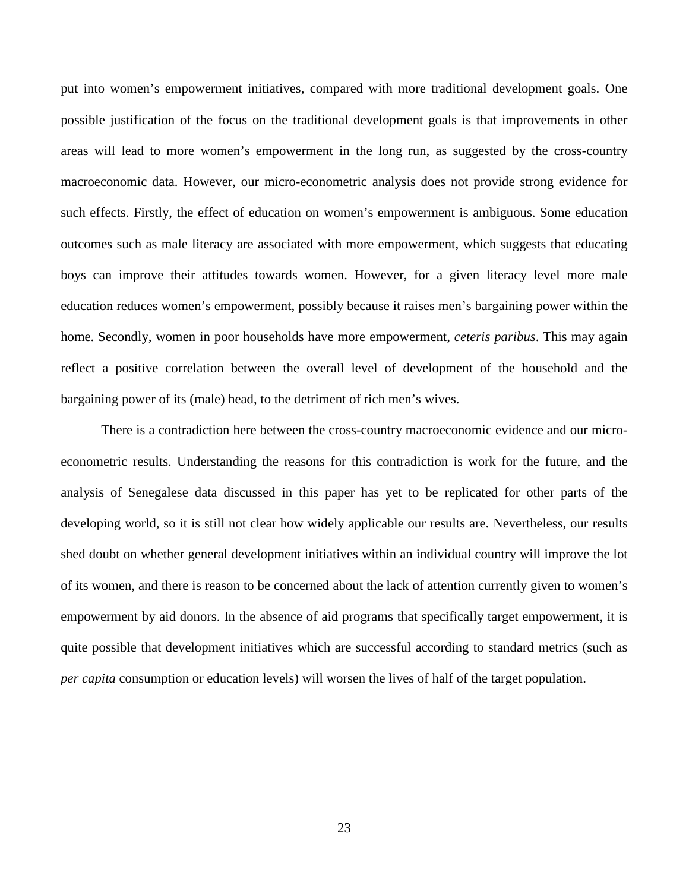put into women's empowerment initiatives, compared with more traditional development goals. One possible justification of the focus on the traditional development goals is that improvements in other areas will lead to more women's empowerment in the long run, as suggested by the cross-country macroeconomic data. However, our micro-econometric analysis does not provide strong evidence for such effects. Firstly, the effect of education on women's empowerment is ambiguous. Some education outcomes such as male literacy are associated with more empowerment, which suggests that educating boys can improve their attitudes towards women. However, for a given literacy level more male education reduces women's empowerment, possibly because it raises men's bargaining power within the home. Secondly, women in poor households have more empowerment, *ceteris paribus*. This may again reflect a positive correlation between the overall level of development of the household and the bargaining power of its (male) head, to the detriment of rich men's wives.

There is a contradiction here between the cross-country macroeconomic evidence and our micro-econometric results. Understanding the reasons for this contradiction is work for the future, and the analysis of Senegalese data discussed in this paper has yet to be replicated for other parts of the developing world, so it is still not clear how widely applicable our results are. Nevertheless, our results shed doubt on whether general development initiatives within an individual country will improve the lot of its women, and there is reason to be concerned about the lack of attention currently given to women's empowerment by aid donors. In the absence of aid programs that specifically target empowerment, it is quite possible that development initiatives which are successful according to standard metrics (such as *per capita* consumption or education levels) will worsen the lives of half of the target population.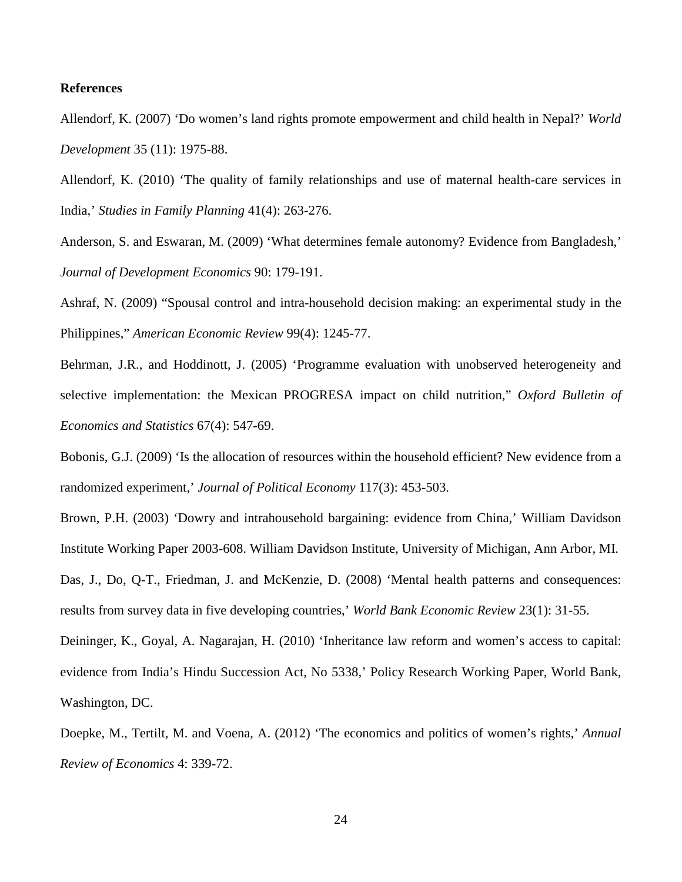**References**

Allendorf, K. (2007) 'Do women's land rights promote empowerment and child health in Nepal?' *World Development* 35 (11): 1975-88.

Allendorf, K. (2010) 'The quality of family relationships and use of maternal health-care services in India,' *Studies in Family Planning* 41(4): 263-276.

Anderson, S. and Eswaran, M. (2009) 'What determines female autonomy? Evidence from Bangladesh,' *Journal of Development Economics* 90: 179-191.

Ashraf, N. (2009) "Spousal control and intra-household decision making: an experimental study in the Philippines," *American Economic Review* 99(4): 1245-77.

Behrman, J.R., and Hoddinott, J. (2005) 'Programme evaluation with unobserved heterogeneity and selective implementation: the Mexican PROGRESA impact on child nutrition," *Oxford Bulletin of Economics and Statistics* 67(4): 547-69.

Bobonis, G.J. (2009) 'Is the allocation of resources within the household efficient? New evidence from a randomized experiment,' *Journal of Political Economy* 117(3): 453-503.

Brown, P.H. (2003) 'Dowry and intrahousehold bargaining: evidence from China,' William Davidson Institute Working Paper 2003-608. William Davidson Institute, University of Michigan, Ann Arbor, MI.

Das, J., Do, Q-T., Friedman, J. and McKenzie, D. (2008) 'Mental health patterns and consequences: results from survey data in five developing countries,' *World Bank Economic Review* 23(1): 31-55.

Deininger, K., Goyal, A. Nagarajan, H. (2010) 'Inheritance law reform and women's access to capital: evidence from India's Hindu Succession Act, No 5338,' Policy Research Working Paper, World Bank, Washington, DC.

Doepke, M., Tertilt, M. and Voena, A. (2012) 'The economics and politics of women's rights,' *Annual Review of Economics* 4: 339-72.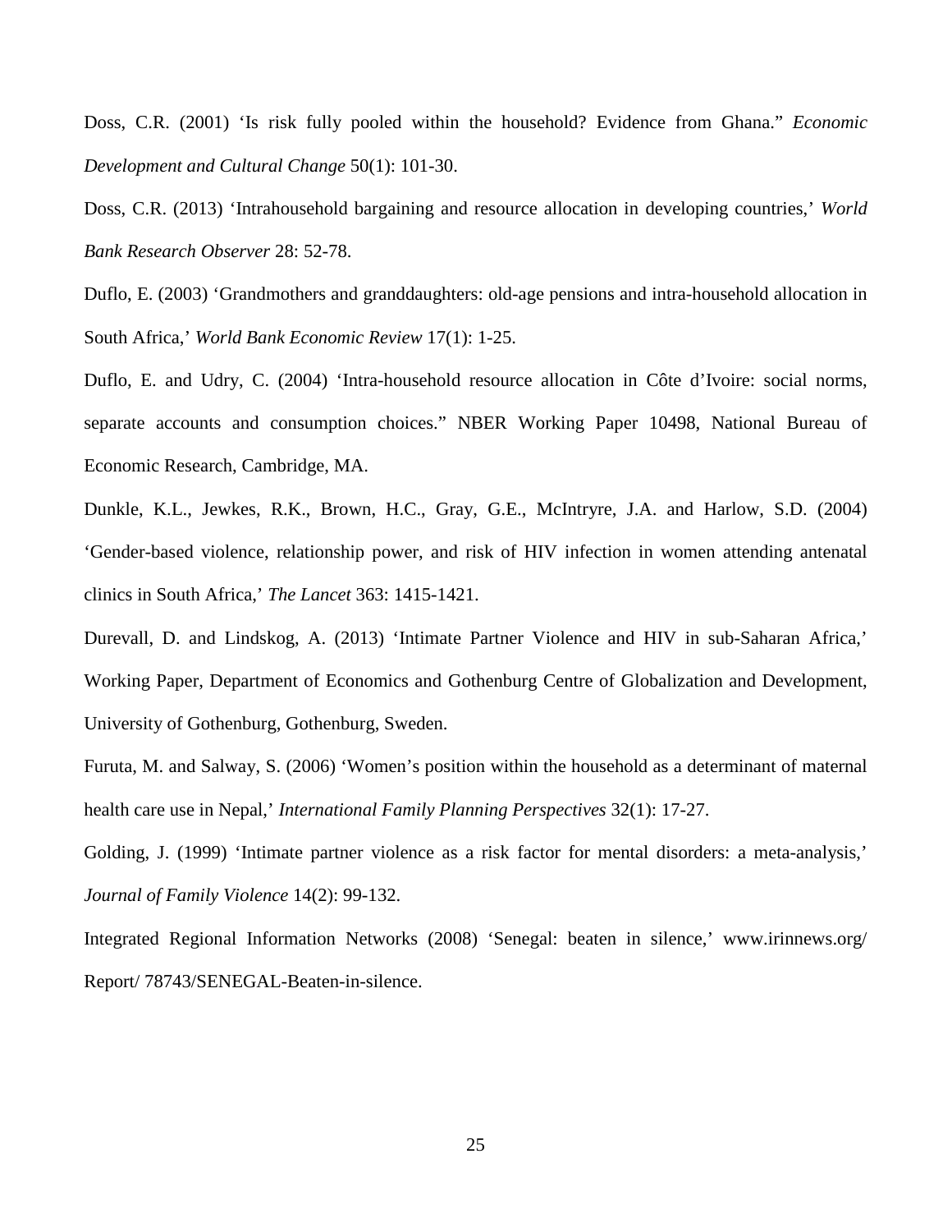Doss, C.R. (2001) ‘Is risk fully pooled within the household? Evidence from Ghana.” *Economic Development and Cultural Change* 50(1): 101-30.

Doss, C.R. (2013) ‘Intrahousehold bargaining and resource allocation in developing countries,’ *World Bank Research Observer* 28: 52-78.

Duflo, E. (2003) ‘Grandmothers and granddaughters: old-age pensions and intra-household allocation in South Africa,’ *World Bank Economic Review* 17(1): 1-25.

Duflo, E. and Udry, C. (2004) ‘Intra-household resource allocation in Côte d’Ivoire: social norms, separate accounts and consumption choices.” NBER Working Paper 10498, National Bureau of Economic Research, Cambridge, MA.

Dunkle, K.L., Jewkes, R.K., Brown, H.C., Gray, G.E., McIntryre, J.A. and Harlow, S.D. (2004) ‘Gender-based violence, relationship power, and risk of HIV infection in women attending antenatal clinics in South Africa,’ *The Lancet* 363: 1415-1421.

Durevall, D. and Lindskog, A. (2013) ‘Intimate Partner Violence and HIV in sub-Saharan Africa,’ Working Paper, Department of Economics and Gothenburg Centre of Globalization and Development, University of Gothenburg, Gothenburg, Sweden.

Furuta, M. and Salway, S. (2006) ‘Women’s position within the household as a determinant of maternal health care use in Nepal,’ *International Family Planning Perspectives* 32(1): 17-27.

Golding, J. (1999) ‘Intimate partner violence as a risk factor for mental disorders: a meta-analysis,’ *Journal of Family Violence* 14(2): 99-132.

Integrated Regional Information Networks (2008) ‘Senegal: beaten in silence,’ www.irinnews.org/ Report/ 78743/SENEGAL-Beaten-in-silence.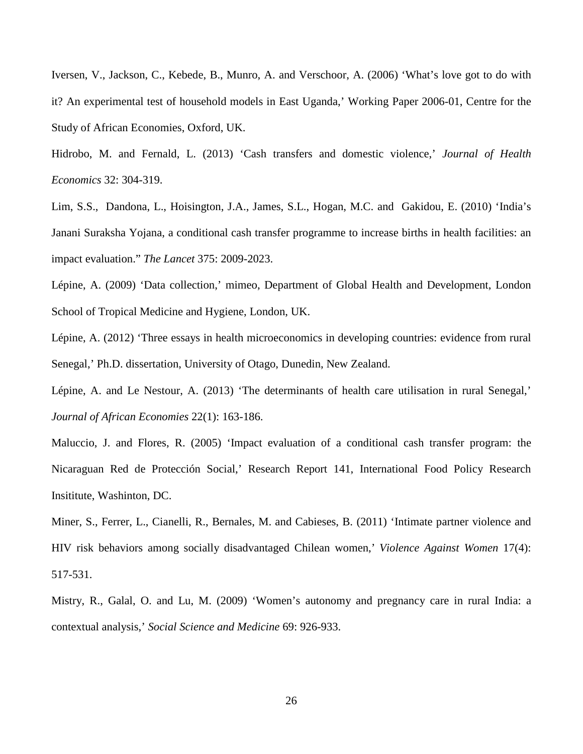Iversen, V., Jackson, C., Kebede, B., Munro, A. and Verschoor, A. (2006) ‘What’s love got to do with it? An experimental test of household models in East Uganda,’ Working Paper 2006-01, Centre for the Study of African Economies, Oxford, UK.

Hidrobo, M. and Fernald, L. (2013) ‘Cash transfers and domestic violence,’ *Journal of Health Economics* 32: 304-319.

Lim, S.S., Dandona, L., Hoisington, J.A., James, S.L., Hogan, M.C. and Gakidou, E. (2010) ‘India’s Janani Suraksha Yojana, a conditional cash transfer programme to increase births in health facilities: an impact evaluation.” *The Lancet* 375: 2009-2023.

Lépine, A. (2009) ‘Data collection,’ mimeo, Department of Global Health and Development, London School of Tropical Medicine and Hygiene, London, UK.

Lépine, A. (2012) ‘Three essays in health microeconomics in developing countries: evidence from rural Senegal,’ Ph.D. dissertation, University of Otago, Dunedin, New Zealand.

Lépine, A. and Le Nestour, A. (2013) ‘The determinants of health care utilisation in rural Senegal,’ *Journal of African Economies* 22(1): 163-186.

Maluccio, J. and Flores, R. (2005) ‘Impact evaluation of a conditional cash transfer program: the Nicaraguan Red de Protección Social,’ Research Report 141, International Food Policy Research Insititute, Washinton, DC.

Miner, S., Ferrer, L., Cianelli, R., Bernales, M. and Cabieses, B. (2011) ‘Intimate partner violence and HIV risk behaviors among socially disadvantaged Chilean women,’ *Violence Against Women* 17(4): 517-531.

Mistry, R., Galal, O. and Lu, M. (2009) ‘Women’s autonomy and pregnancy care in rural India: a contextual analysis,’ *Social Science and Medicine* 69: 926-933.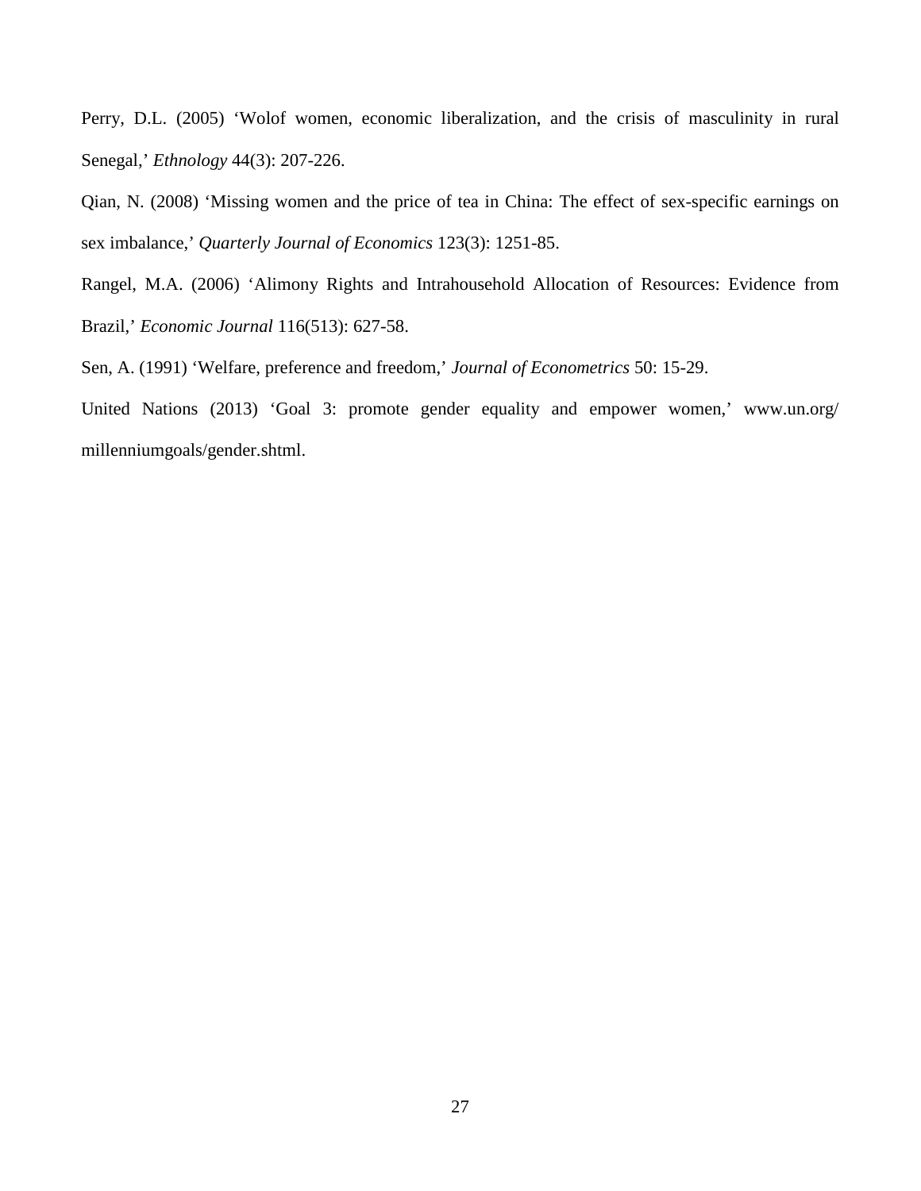Perry, D.L. (2005) ‘Wolof women, economic liberalization, and the crisis of masculinity in rural Senegal,’ *Ethnology* 44(3): 207-226.

Qian, N. (2008) ‘Missing women and the price of tea in China: The effect of sex-specific earnings on sex imbalance,’ *Quarterly Journal of Economics* 123(3): 1251-85.

Rangel, M.A. (2006) ‘Alimony Rights and Intrahousehold Allocation of Resources: Evidence from Brazil,’ *Economic Journal* 116(513): 627-58.

Sen, A. (1991) ‘Welfare, preference and freedom,’ *Journal of Econometrics* 50: 15-29.

United Nations (2013) ‘Goal 3: promote gender equality and empower women,’ www.un.org/millenniumgoals/gender.shtml.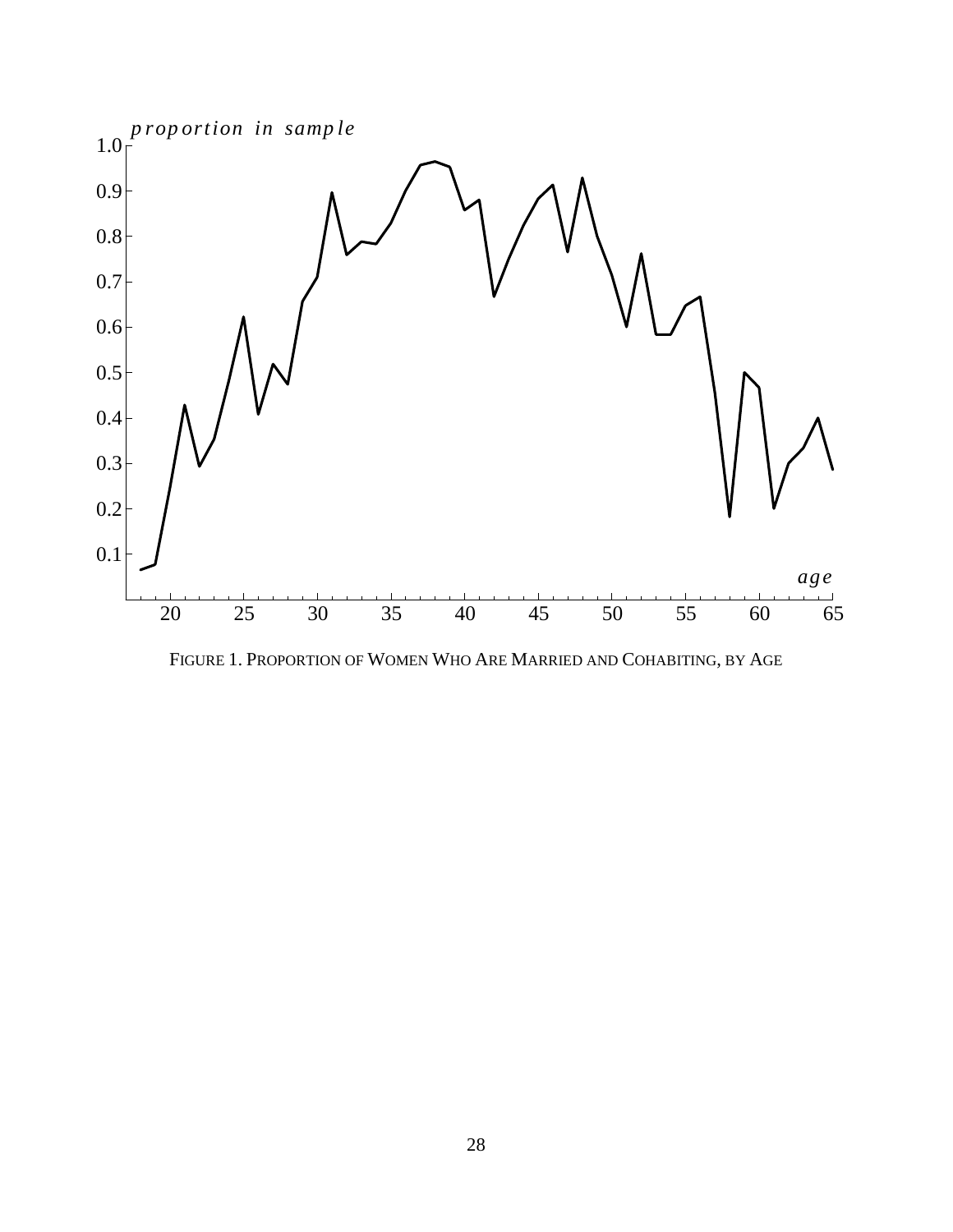FIGURE 1. PROPORTION OF WOMEN WHO ARE MARRIED AND COHABITING, BY AGE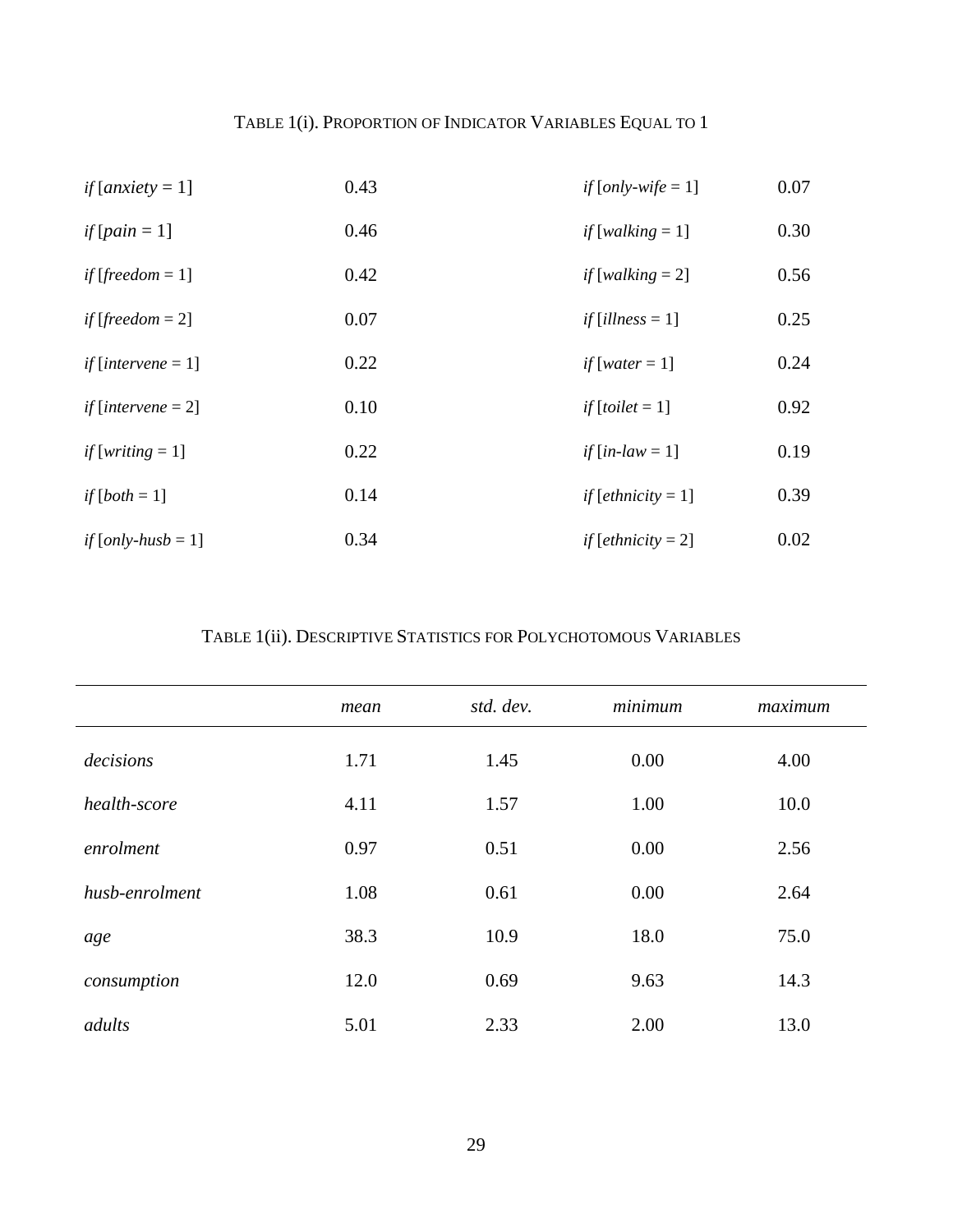TABLE 1(i). PROPORTION OF INDICATOR VARIABLES EQUAL TO 1

| | | | |
|---|---|---|---|
| *if* [*anxiety* = 1] | 0.43 | *if* [*only-wife* = 1] | 0.07 |
| *if* [*pain* = 1] | 0.46 | *if* [*walking* = 1] | 0.30 |
| *if* [*freedom* = 1] | 0.42 | *if* [*walking* = 2] | 0.56 |
| *if* [*freedom* = 2] | 0.07 | *if* [*illness* = 1] | 0.25 |
| *if* [*intervene* = 1] | 0.22 | *if* [*water* = 1] | 0.24 |
| *if* [*intervene* = 2] | 0.10 | *if* [*toilet* = 1] | 0.92 |
| *if* [*writing* = 1] | 0.22 | *if* [*in-law* = 1] | 0.19 |
| *if* [*both* = 1] | 0.14 | *if* [*ethnicity* = 1] | 0.39 |
| *if* [*only-husb* = 1] | 0.34 | *if* [*ethnicity* = 2] | 0.02 |

TABLE 1(ii). DESCRIPTIVE STATISTICS FOR POLYCHOTOMOUS VARIABLES

| | *mean* | *std. dev.* | *minimum* | *maximum* |
|---|---|---|---|---|
| *decisions* | 1.71 | 1.45 | 0.00 | 4.00 |
| *health-score* | 4.11 | 1.57 | 1.00 | 10.0 |
| *enrolment* | 0.97 | 0.51 | 0.00 | 2.56 |
| *husb-enrolment* | 1.08 | 0.61 | 0.00 | 2.64 |
| *age* | 38.3 | 10.9 | 18.0 | 75.0 |
| *consumption* | 12.0 | 0.69 | 9.63 | 14.3 |
| *adults* | 5.01 | 2.33 | 2.00 | 13.0 |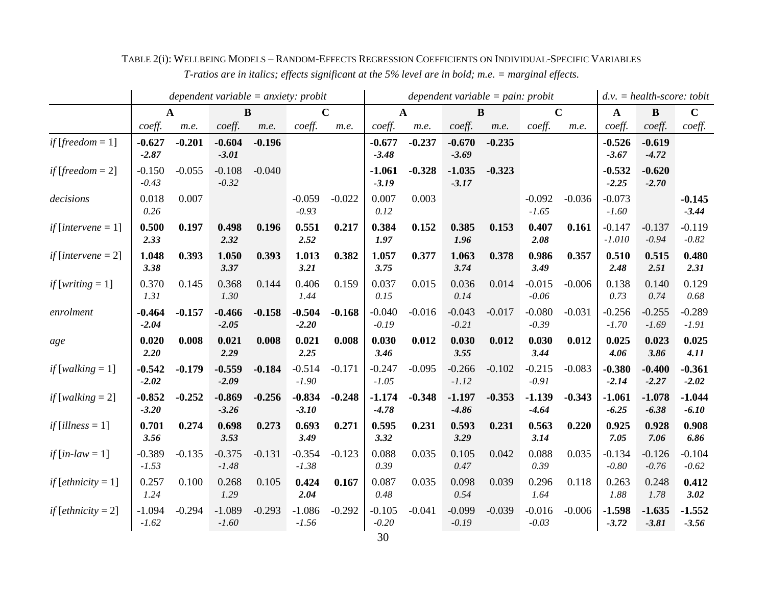TABLE 2(i): WELLBEING MODELS – RANDOM-EFFECTS REGRESSION COEFFICIENTS ON INDIVIDUAL-SPECIFIC VARIABLES

*T-ratios are in italics; effects significant at the 5% level are in bold; m.e. = marginal effects.*

| | *dependent variable = anxiety: probit* | | | | | | *dependent variable = pain: probit* | | | | | | *d.v. = health-score: tobit* | | |
|---|---|---|---|---|---|---|---|---|---|---|---|---|---|---|---|
| | **A** | | **B** | | **C** | | **A** | | **B** | | **C** | | **A** | **B** | **C** |
| | *coeff.* | *m.e.* | *coeff.* | *m.e.* | *coeff.* | *m.e.* | *coeff.* | *m.e.* | *coeff.* | *m.e.* | *coeff.* | *m.e.* | *coeff.* | *coeff.* | *coeff.* |
| *if* [*freedom* = 1] | **-0.627** ***-2.87*** | **-0.201** | **-0.604** ***-3.01*** | **-0.196** | | | **-0.677** ***-3.48*** | **-0.237** | **-0.670** ***-3.69*** | **-0.235** | | | **-0.526** ***-3.67*** | **-0.619** ***-4.72*** | |
| *if* [*freedom* = 2] | -0.150 *-0.43* | -0.055 | -0.108 *-0.32* | -0.040 | | | **-1.061** ***-3.19*** | **-0.328** | **-1.035** ***-3.17*** | **-0.323** | | | **-0.532** ***-2.25*** | **-0.620** ***-2.70*** | |
| *decisions* | 0.018 *0.26* | 0.007 | | | -0.059 *-0.93* | -0.022 | 0.007 *0.12* | 0.003 | | | -0.092 *-1.65* | -0.036 | -0.073 *-1.60* | | **-0.145** ***-3.44*** |
| *if* [*intervene* = 1] | **0.500** ***2.33*** | **0.197** | **0.498** ***2.32*** | **0.196** | **0.551** ***2.52*** | **0.217** | **0.384** ***1.97*** | **0.152** | **0.385** ***1.96*** | **0.153** | **0.407** ***2.08*** | **0.161** | -0.147 *-1.010* | -0.137 *-0.94* | -0.119 *-0.82* |
| *if* [*intervene* = 2] | **1.048** ***3.38*** | **0.393** | **1.050** ***3.37*** | **0.393** | **1.013** ***3.21*** | **0.382** | **1.057** ***3.75*** | **0.377** | **1.063** ***3.74*** | **0.378** | **0.986** ***3.49*** | **0.357** | **0.510** ***2.48*** | **0.515** ***2.51*** | **0.480** ***2.31*** |
| *if* [*writing* = 1] | 0.370 *1.31* | 0.145 | 0.368 *1.30* | 0.144 | 0.406 *1.44* | 0.159 | 0.037 *0.15* | 0.015 | 0.036 *0.14* | 0.014 | -0.015 *-0.06* | -0.006 | 0.138 *0.73* | 0.140 *0.74* | 0.129 *0.68* |
| *enrolment* | **-0.464** ***-2.04*** | **-0.157** | **-0.466** ***-2.05*** | **-0.158** | **-0.504** ***-2.20*** | **-0.168** | -0.040 *-0.19* | -0.016 | -0.043 *-0.21* | -0.017 | -0.080 *-0.39* | -0.031 | -0.256 *-1.70* | -0.255 *-1.69* | -0.289 *-1.91* |
| *age* | **0.020** ***2.20*** | **0.008** | **0.021** ***2.29*** | **0.008** | **0.021** ***2.25*** | **0.008** | **0.030** ***3.46*** | **0.012** | **0.030** ***3.55*** | **0.012** | **0.030** ***3.44*** | **0.012** | **0.025** ***4.06*** | **0.023** ***3.86*** | **0.025** ***4.11*** |
| *if* [*walking* = 1] | **-0.542** ***-2.02*** | **-0.179** | **-0.559** ***-2.09*** | **-0.184** | -0.514 *-1.90* | -0.171 | -0.247 *-1.05* | -0.095 | -0.266 *-1.12* | -0.102 | -0.215 *-0.91* | -0.083 | **-0.380** ***-2.14*** | **-0.400** ***-2.27*** | **-0.361** ***-2.02*** |
| *if* [*walking* = 2] | **-0.852** ***-3.20*** | **-0.252** | **-0.869** ***-3.26*** | **-0.256** | **-0.834** ***-3.10*** | **-0.248** | **-1.174** ***-4.78*** | **-0.348** | **-1.197** ***-4.86*** | **-0.353** | **-1.139** ***-4.64*** | **-0.343** | **-1.061** ***-6.25*** | **-1.078** ***-6.38*** | **-1.044** ***-6.10*** |
| *if* [*illness* = 1] | **0.701** ***3.56*** | **0.274** | **0.698** ***3.53*** | **0.273** | **0.693** ***3.49*** | **0.271** | **0.595** ***3.32*** | **0.231** | **0.593** ***3.29*** | **0.231** | **0.563** ***3.14*** | **0.220** | **0.925** ***7.05*** | **0.928** ***7.06*** | **0.908** ***6.86*** |
| *if* [*in-law* = 1] | -0.389 *-1.53* | -0.135 | -0.375 *-1.48* | -0.131 | -0.354 *-1.38* | -0.123 | 0.088 *0.39* | 0.035 | 0.105 *0.47* | 0.042 | 0.088 *0.39* | 0.035 | -0.134 *-0.80* | -0.126 *-0.76* | -0.104 *-0.62* |
| *if* [*ethnicity* = 1] | 0.257 *1.24* | 0.100 | 0.268 *1.29* | 0.105 | **0.424** ***2.04*** | **0.167** | 0.087 *0.48* | 0.035 | 0.098 *0.54* | 0.039 | 0.296 *1.64* | 0.118 | 0.263 *1.88* | 0.248 *1.78* | **0.412** ***3.02*** |
| *if* [*ethnicity* = 2] | -1.094 *-1.62* | -0.294 | -1.089 *-1.60* | -0.293 | -1.086 *-1.56* | -0.292 | -0.105 *-0.20* | -0.041 | -0.099 *-0.19* | -0.039 | -0.016 *-0.03* | -0.006 | **-1.598** ***-3.72*** | **-1.635** ***-3.81*** | **-1.552** ***-3.56*** |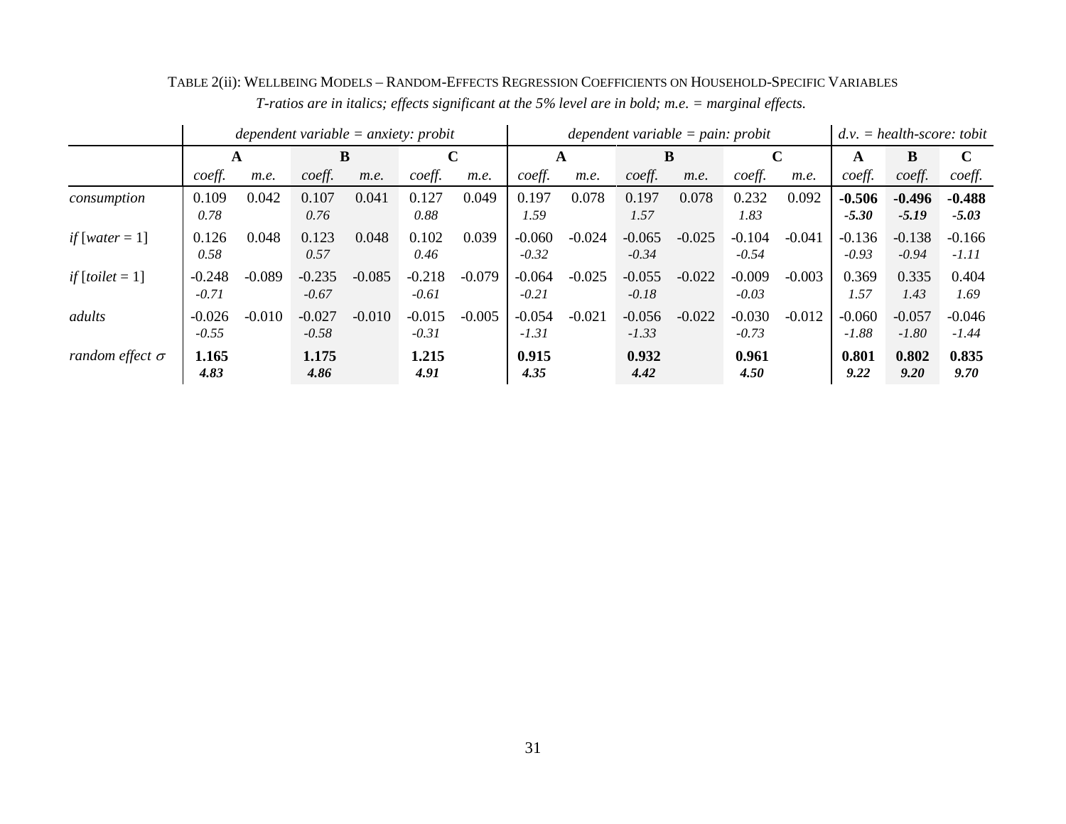TABLE 2(ii): WELLBEING MODELS – RANDOM-EFFECTS REGRESSION COEFFICIENTS ON HOUSEHOLD-SPECIFIC VARIABLES

*T-ratios are in italics; effects significant at the 5% level are in bold; m.e. = marginal effects.*

| | *dependent variable = anxiety: probit* | | | | | | *dependent variable = pain: probit* | | | | | | *d.v. = health-score: tobit* | | |
|---|---|---|---|---|---|---|---|---|---|---|---|---|---|---|---|
| | **A** | | **B** | | **C** | | **A** | | **B** | | **C** | | **A** | **B** | **C** |
| | *coeff.* | *m.e.* | *coeff.* | *m.e.* | *coeff.* | *m.e.* | *coeff.* | *m.e.* | *coeff.* | *m.e.* | *coeff.* | *m.e.* | *coeff.* | *coeff.* | *coeff.* |
| *consumption* | 0.109 *0.78* | 0.042 | 0.107 *0.76* | 0.041 | 0.127 *0.88* | 0.049 | 0.197 *1.59* | 0.078 | 0.197 *1.57* | 0.078 | 0.232 *1.83* | 0.092 | **-0.506** ***-5.30*** | **-0.496** ***-5.19*** | **-0.488** ***-5.03*** |
| *if* [*water* = 1] | 0.126 *0.58* | 0.048 | 0.123 *0.57* | 0.048 | 0.102 *0.46* | 0.039 | -0.060 *-0.32* | -0.024 | -0.065 *-0.34* | -0.025 | -0.104 *-0.54* | -0.041 | -0.136 *-0.93* | -0.138 *-0.94* | -0.166 *-1.11* |
| *if* [*toilet* = 1] | -0.248 *-0.71* | -0.089 | -0.235 *-0.67* | -0.085 | -0.218 *-0.61* | -0.079 | -0.064 *-0.21* | -0.025 | -0.055 *-0.18* | -0.022 | -0.009 *-0.03* | -0.003 | 0.369 *1.57* | 0.335 *1.43* | 0.404 *1.69* |
| *adults* | -0.026 *-0.55* | -0.010 | -0.027 *-0.58* | -0.010 | -0.015 *-0.31* | -0.005 | -0.054 *-1.31* | -0.021 | -0.056 *-1.33* | -0.022 | -0.030 *-0.73* | -0.012 | -0.060 *-1.88* | -0.057 *-1.80* | -0.046 *-1.44* |
| *random effect* $\sigma$ | **1.165** ***4.83*** | | **1.175** ***4.86*** | | **1.215** ***4.91*** | | **0.915** ***4.35*** | | **0.932** ***4.42*** | | **0.961** ***4.50*** | | **0.801** ***9.22*** | **0.802** ***9.20*** | **0.835** ***9.70*** |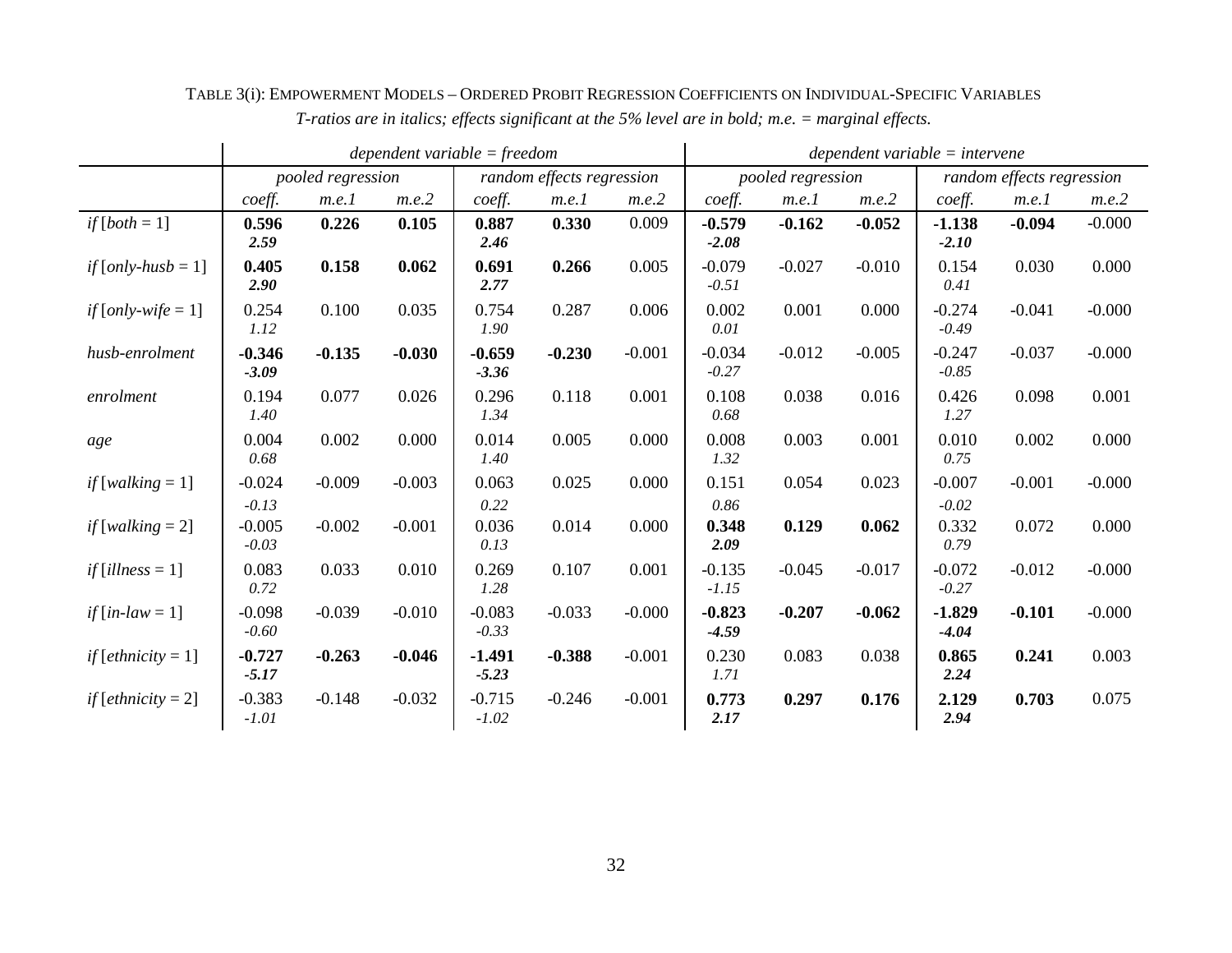TABLE 3(i): EMPOWERMENT MODELS – ORDERED PROBIT REGRESSION COEFFICIENTS ON INDIVIDUAL-SPECIFIC VARIABLES

*T-ratios are in italics; effects significant at the 5% level are in bold; m.e. = marginal effects.*

| | *dependent variable = freedom* | | | | | | *dependent variable = intervene* | | | | | |
|---|---|---|---|---|---|---|---|---|---|---|---|---|
| | *pooled regression* | | | *random effects regression* | | | *pooled regression* | | | *random effects regression* | | |
| | *coeff.* | *m.e.1* | *m.e.2* | *coeff.* | *m.e.1* | *m.e.2* | *coeff.* | *m.e.1* | *m.e.2* | *coeff.* | *m.e.1* | *m.e.2* |
| *if* [*both* = 1] | **0.596** ***2.59*** | **0.226** | **0.105** | **0.887** ***2.46*** | **0.330** | 0.009 | **-0.579** ***-2.08*** | **-0.162** | **-0.052** | **-1.138** ***-2.10*** | **-0.094** | -0.000 |
| *if* [*only-husb* = 1] | **0.405** ***2.90*** | **0.158** | **0.062** | **0.691** ***2.77*** | **0.266** | 0.005 | -0.079 *-0.51* | -0.027 | -0.010 | 0.154 *0.41* | 0.030 | 0.000 |
| *if* [*only-wife* = 1] | 0.254 *1.12* | 0.100 | 0.035 | 0.754 *1.90* | 0.287 | 0.006 | 0.002 *0.01* | 0.001 | 0.000 | -0.274 *-0.49* | -0.041 | -0.000 |
| *husb-enrolment* | **-0.346** ***-3.09*** | **-0.135** | **-0.030** | **-0.659** ***-3.36*** | **-0.230** | -0.001 | -0.034 *-0.27* | -0.012 | -0.005 | -0.247 *-0.85* | -0.037 | -0.000 |
| *enrolment* | 0.194 *1.40* | 0.077 | 0.026 | 0.296 *1.34* | 0.118 | 0.001 | 0.108 *0.68* | 0.038 | 0.016 | 0.426 *1.27* | 0.098 | 0.001 |
| *age* | 0.004 *0.68* | 0.002 | 0.000 | 0.014 *1.40* | 0.005 | 0.000 | 0.008 *1.32* | 0.003 | 0.001 | 0.010 *0.75* | 0.002 | 0.000 |
| *if* [*walking* = 1] | -0.024 *-0.13* | -0.009 | -0.003 | 0.063 *0.22* | 0.025 | 0.000 | 0.151 *0.86* | 0.054 | 0.023 | -0.007 *-0.02* | -0.001 | -0.000 |
| *if* [*walking* = 2] | -0.005 *-0.03* | -0.002 | -0.001 | 0.036 *0.13* | 0.014 | 0.000 | **0.348** ***2.09*** | **0.129** | **0.062** | 0.332 *0.79* | 0.072 | 0.000 |
| *if* [*illness* = 1] | 0.083 *0.72* | 0.033 | 0.010 | 0.269 *1.28* | 0.107 | 0.001 | -0.135 *-1.15* | -0.045 | -0.017 | -0.072 *-0.27* | -0.012 | -0.000 |
| *if* [*in-law* = 1] | -0.098 *-0.60* | -0.039 | -0.010 | -0.083 *-0.33* | -0.033 | -0.000 | **-0.823** ***-4.59*** | **-0.207** | **-0.062** | **-1.829** ***-4.04*** | **-0.101** | -0.000 |
| *if* [*ethnicity* = 1] | **-0.727** ***-5.17*** | **-0.263** | **-0.046** | **-1.491** ***-5.23*** | **-0.388** | -0.001 | 0.230 *1.71* | 0.083 | 0.038 | **0.865** ***2.24*** | **0.241** | 0.003 |
| *if* [*ethnicity* = 2] | -0.383 *-1.01* | -0.148 | -0.032 | -0.715 *-1.02* | -0.246 | -0.001 | **0.773** ***2.17*** | **0.297** | **0.176** | **2.129** ***2.94*** | **0.703** | 0.075 |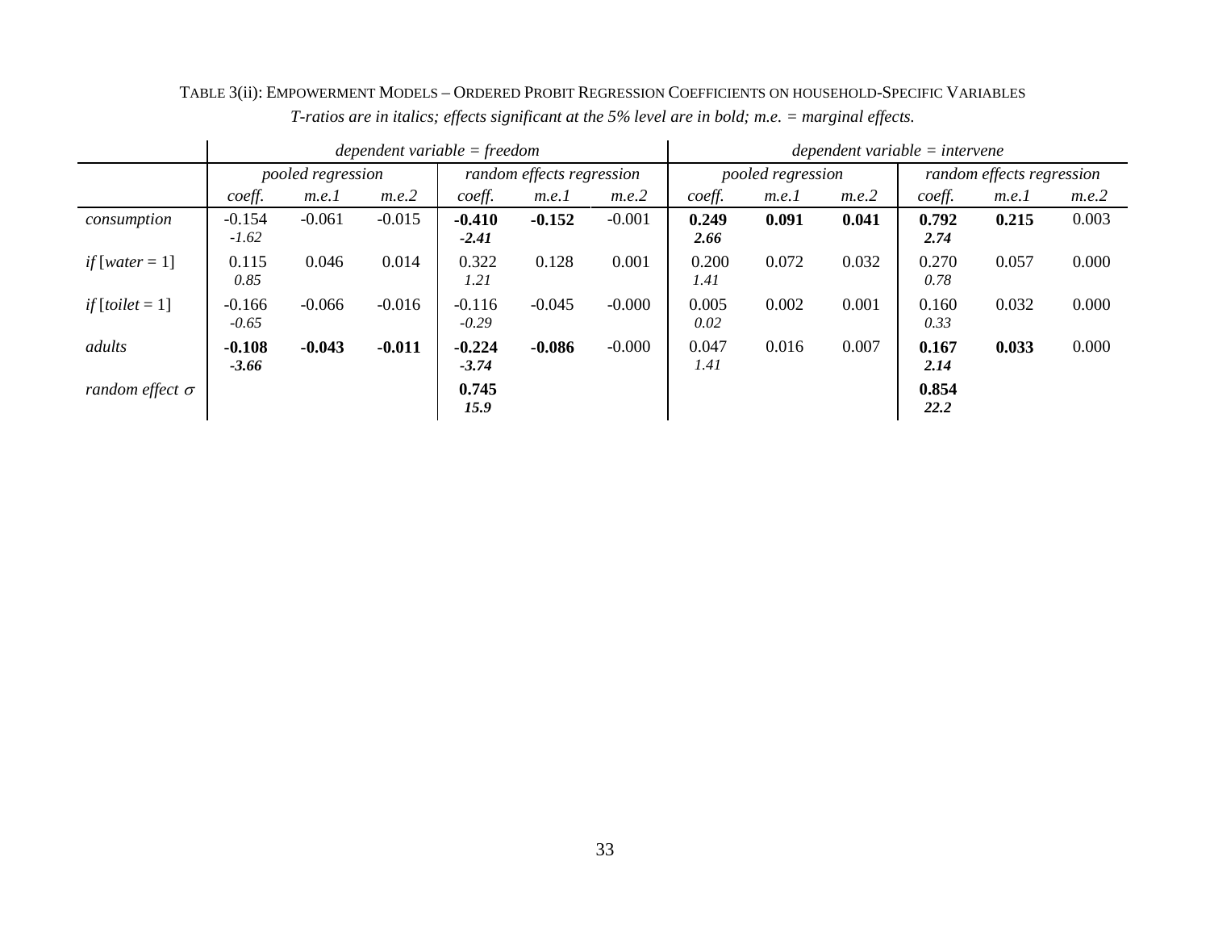TABLE 3(ii): EMPOWERMENT MODELS – ORDERED PROBIT REGRESSION COEFFICIENTS ON HOUSEHOLD-SPECIFIC VARIABLES

*T-ratios are in italics; effects significant at the 5% level are in bold; m.e. = marginal effects.*

| | *dependent variable = freedom* | | | | | | *dependent variable = intervene* | | | | | |
|---|---|---|---|---|---|---|---|---|---|---|---|---|
| | *pooled regression* | | | *random effects regression* | | | *pooled regression* | | | *random effects regression* | | |
| | *coeff.* | *m.e.1* | *m.e.2* | *coeff.* | *m.e.1* | *m.e.2* | *coeff.* | *m.e.1* | *m.e.2* | *coeff.* | *m.e.1* | *m.e.2* |
| *consumption* | -0.154 *-1.62* | -0.061 | -0.015 | **-0.410** ***-2.41*** | **-0.152** | -0.001 | **0.249** ***2.66*** | **0.091** | **0.041** | **0.792** ***2.74*** | **0.215** | 0.003 |
| *if* [*water* = 1] | 0.115 *0.85* | 0.046 | 0.014 | 0.322 *1.21* | 0.128 | 0.001 | 0.200 *1.41* | 0.072 | 0.032 | 0.270 *0.78* | 0.057 | 0.000 |
| *if* [*toilet* = 1] | -0.166 *-0.65* | -0.066 | -0.016 | -0.116 *-0.29* | -0.045 | -0.000 | 0.005 *0.02* | 0.002 | 0.001 | 0.160 *0.33* | 0.032 | 0.000 |
| *adults* | **-0.108** ***-3.66*** | **-0.043** | **-0.011** | **-0.224** ***-3.74*** | **-0.086** | -0.000 | 0.047 *1.41* | 0.016 | 0.007 | **0.167** ***2.14*** | **0.033** | 0.000 |
| *random effect* $\sigma$ | | | | **0.745** ***15.9*** | | | | | | **0.854** ***22.2*** | | |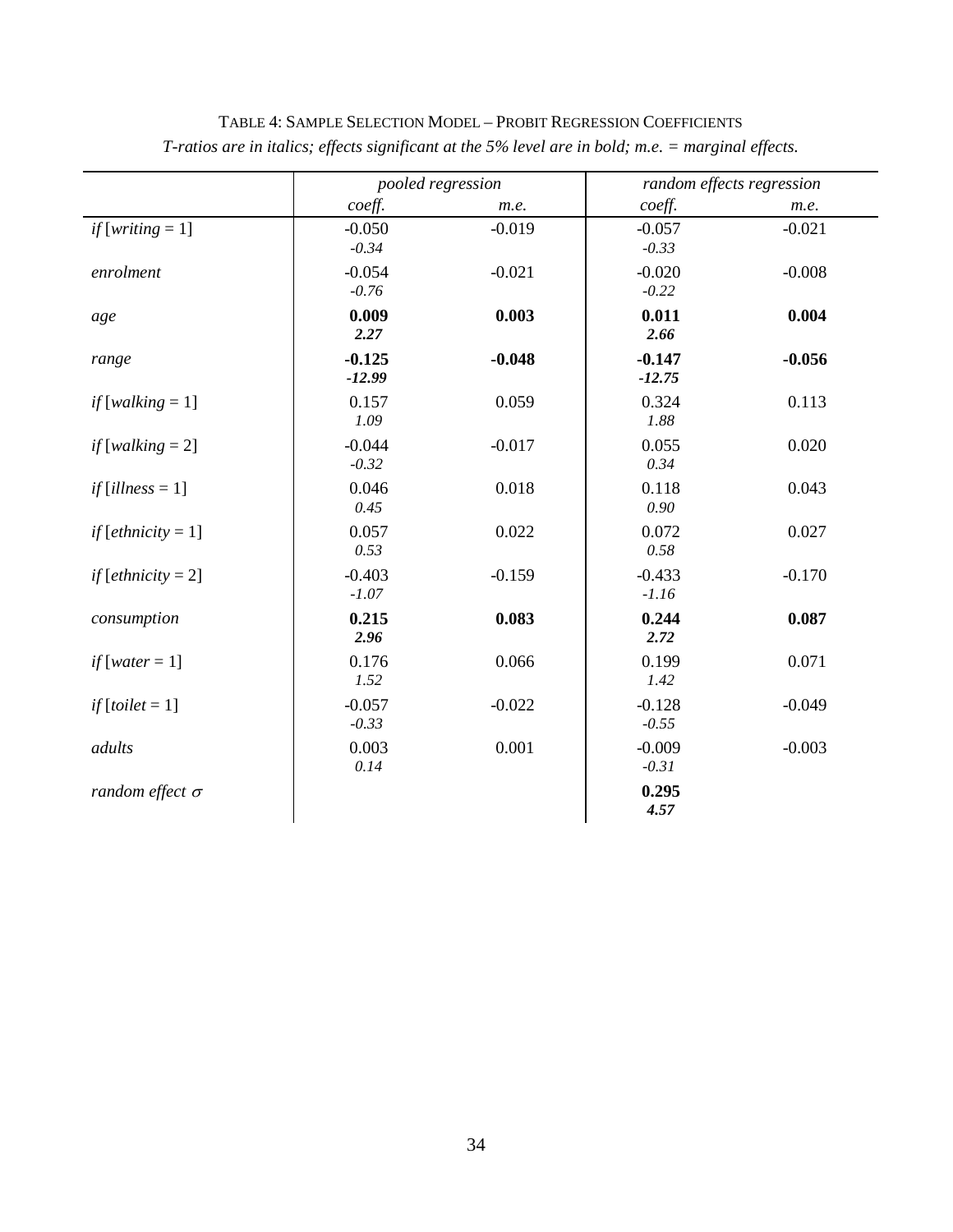TABLE 4: SAMPLE SELECTION MODEL – PROBIT REGRESSION COEFFICIENTS

*T-ratios are in italics; effects significant at the 5% level are in bold; m.e. = marginal effects.*

| | *pooled regression* | | *random effects regression* | |
|---|---|---|---|---|
| | *coeff.* | *m.e.* | *coeff.* | *m.e.* |
| *if* [*writing* = 1] | -0.050<br>*-0.34* | -0.019 | -0.057<br>*-0.33* | -0.021 |
| *enrolment* | -0.054<br>*-0.76* | -0.021 | -0.020<br>*-0.22* | -0.008 |
| *age* | **0.009**<br>***2.27*** | **0.003** | **0.011**<br>***2.66*** | **0.004** |
| *range* | **-0.125**<br>***-12.99*** | **-0.048** | **-0.147**<br>***-12.75*** | **-0.056** |
| *if* [*walking* = 1] | 0.157<br>*1.09* | 0.059 | 0.324<br>*1.88* | 0.113 |
| *if* [*walking* = 2] | -0.044<br>*-0.32* | -0.017 | 0.055<br>*0.34* | 0.020 |
| *if* [*illness* = 1] | 0.046<br>*0.45* | 0.018 | 0.118<br>*0.90* | 0.043 |
| *if* [*ethnicity* = 1] | 0.057<br>*0.53* | 0.022 | 0.072<br>*0.58* | 0.027 |
| *if* [*ethnicity* = 2] | -0.403<br>*-1.07* | -0.159 | -0.433<br>*-1.16* | -0.170 |
| *consumption* | **0.215**<br>***2.96*** | **0.083** | **0.244**<br>***2.72*** | **0.087** |
| *if* [*water* = 1] | 0.176<br>*1.52* | 0.066 | 0.199<br>*1.42* | 0.071 |
| *if* [*toilet* = 1] | -0.057<br>*-0.33* | -0.022 | -0.128<br>*-0.55* | -0.049 |
| *adults* | 0.003<br>*0.14* | 0.001 | -0.009<br>*-0.31* | -0.003 |
| *random effect* $\sigma$ | | | **0.295**<br>***4.57*** | |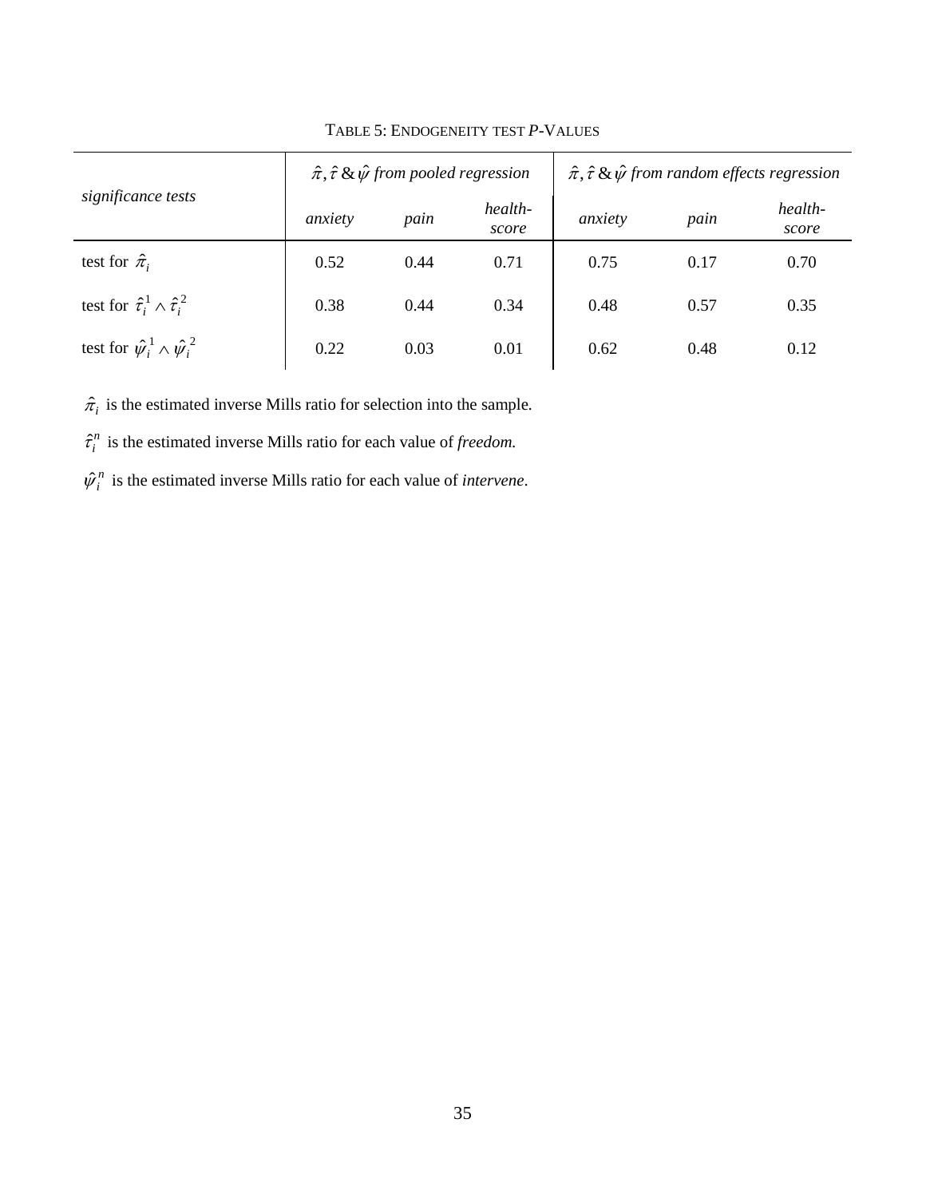TABLE 5: ENDOGENEITY TEST *P*-VALUES

| *significance tests* | $\hat{\pi}, \hat{\tau}$ & $\hat{\psi}$ *from pooled regression* | | | $\hat{\pi}, \hat{\tau}$ & $\hat{\psi}$ *from random effects regression* | | |
|---|---|---|---|---|---|---|
| | *anxiety* | *pain* | *health-score* | *anxiety* | *pain* | *health-score* |
| test for $\hat{\pi}_i$ | 0.52 | 0.44 | 0.71 | 0.75 | 0.17 | 0.70 |
| test for $\hat{\tau}_i^1 \wedge \hat{\tau}_i^2$ | 0.38 | 0.44 | 0.34 | 0.48 | 0.57 | 0.35 |
| test for $\hat{\psi}_i^1 \wedge \hat{\psi}_i^2$ | 0.22 | 0.03 | 0.01 | 0.62 | 0.48 | 0.12 |

$\hat{\pi}_i$ is the estimated inverse Mills ratio for selection into the sample.

$\hat{\tau}_i^n$ is the estimated inverse Mills ratio for each value of *freedom.*

$\hat{\psi}_i^n$ is the estimated inverse Mills ratio for each value of *intervene*.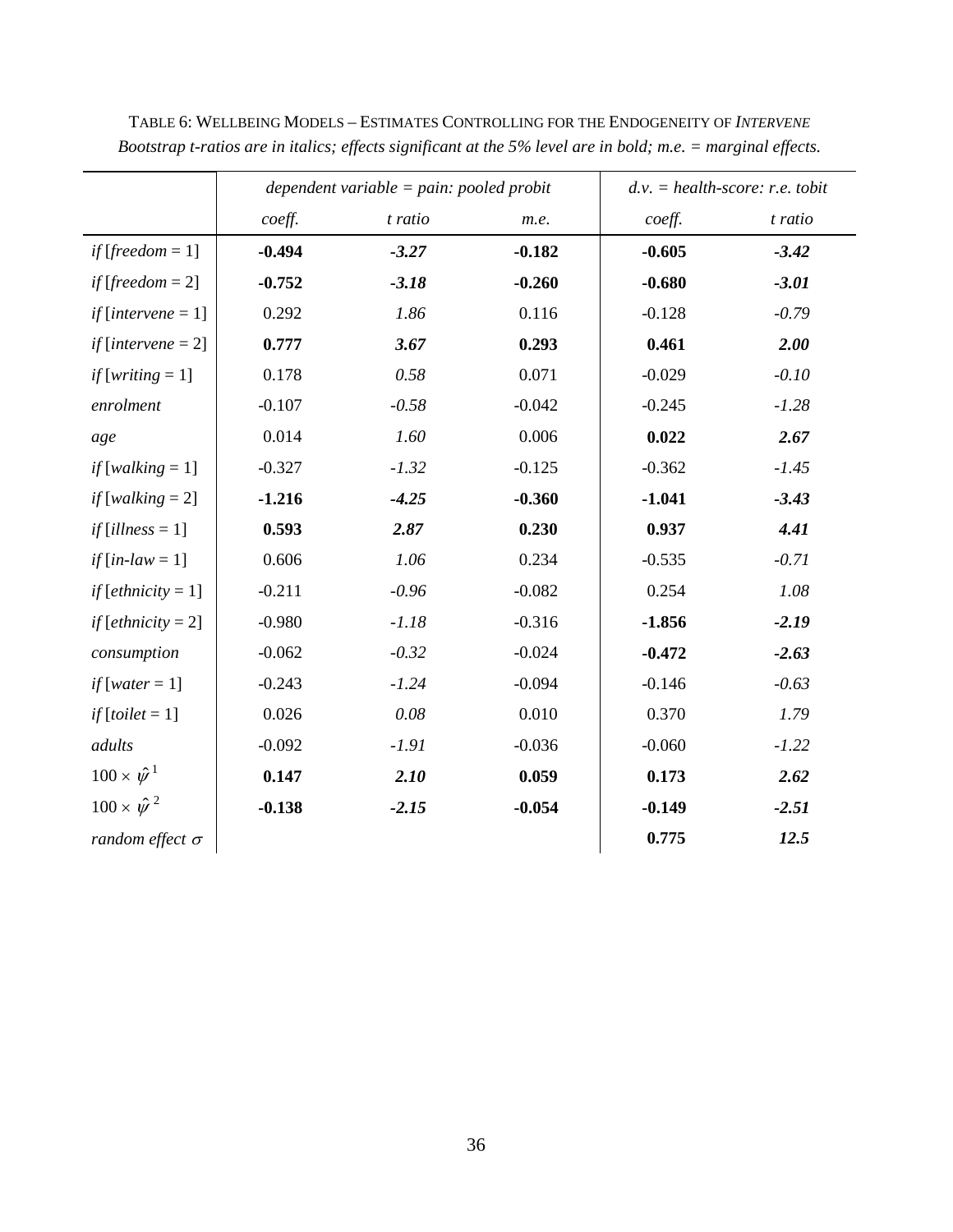TABLE 6: WELLBEING MODELS – ESTIMATES CONTROLLING FOR THE ENDOGENEITY OF *INTERVENE*

*Bootstrap t-ratios are in italics; effects significant at the 5% level are in bold; m.e. = marginal effects.*

| | *dependent variable = pain: pooled probit* | | | *d.v. = health-score: r.e. tobit* | |
|---|---|---|---|---|---|
| | *coeff.* | *t ratio* | *m.e.* | *coeff.* | *t ratio* |
| *if* [*freedom* = 1] | **-0.494** | ***-3.27*** | **-0.182** | **-0.605** | ***-3.42*** |
| *if* [*freedom* = 2] | **-0.752** | ***-3.18*** | **-0.260** | **-0.680** | ***-3.01*** |
| *if* [*intervene* = 1] | 0.292 | *1.86* | 0.116 | -0.128 | *-0.79* |
| *if* [*intervene* = 2] | **0.777** | ***3.67*** | **0.293** | **0.461** | ***2.00*** |
| *if* [*writing* = 1] | 0.178 | *0.58* | 0.071 | -0.029 | *-0.10* |
| *enrolment* | -0.107 | *-0.58* | -0.042 | -0.245 | *-1.28* |
| *age* | 0.014 | *1.60* | 0.006 | **0.022** | ***2.67*** |
| *if* [*walking* = 1] | -0.327 | *-1.32* | -0.125 | -0.362 | *-1.45* |
| *if* [*walking* = 2] | **-1.216** | ***-4.25*** | **-0.360** | **-1.041** | ***-3.43*** |
| *if* [*illness* = 1] | **0.593** | ***2.87*** | **0.230** | **0.937** | ***4.41*** |
| *if* [*in-law* = 1] | 0.606 | *1.06* | 0.234 | -0.535 | *-0.71* |
| *if* [*ethnicity* = 1] | -0.211 | *-0.96* | -0.082 | 0.254 | *1.08* |
| *if* [*ethnicity* = 2] | -0.980 | *-1.18* | -0.316 | **-1.856** | ***-2.19*** |
| *consumption* | -0.062 | *-0.32* | -0.024 | **-0.472** | ***-2.63*** |
| *if* [*water* = 1] | -0.243 | *-1.24* | -0.094 | -0.146 | *-0.63* |
| *if* [*toilet* = 1] | 0.026 | *0.08* | 0.010 | 0.370 | *1.79* |
| *adults* | -0.092 | *-1.91* | -0.036 | -0.060 | *-1.22* |
| $100 \times \hat{\psi}^1$ | **0.147** | ***2.10*** | **0.059** | **0.173** | ***2.62*** |
| $100 \times \hat{\psi}^2$ | **-0.138** | ***-2.15*** | **-0.054** | **-0.149** | ***-2.51*** |
| *random effect* $\sigma$ | | | | **0.775** | ***12.5*** |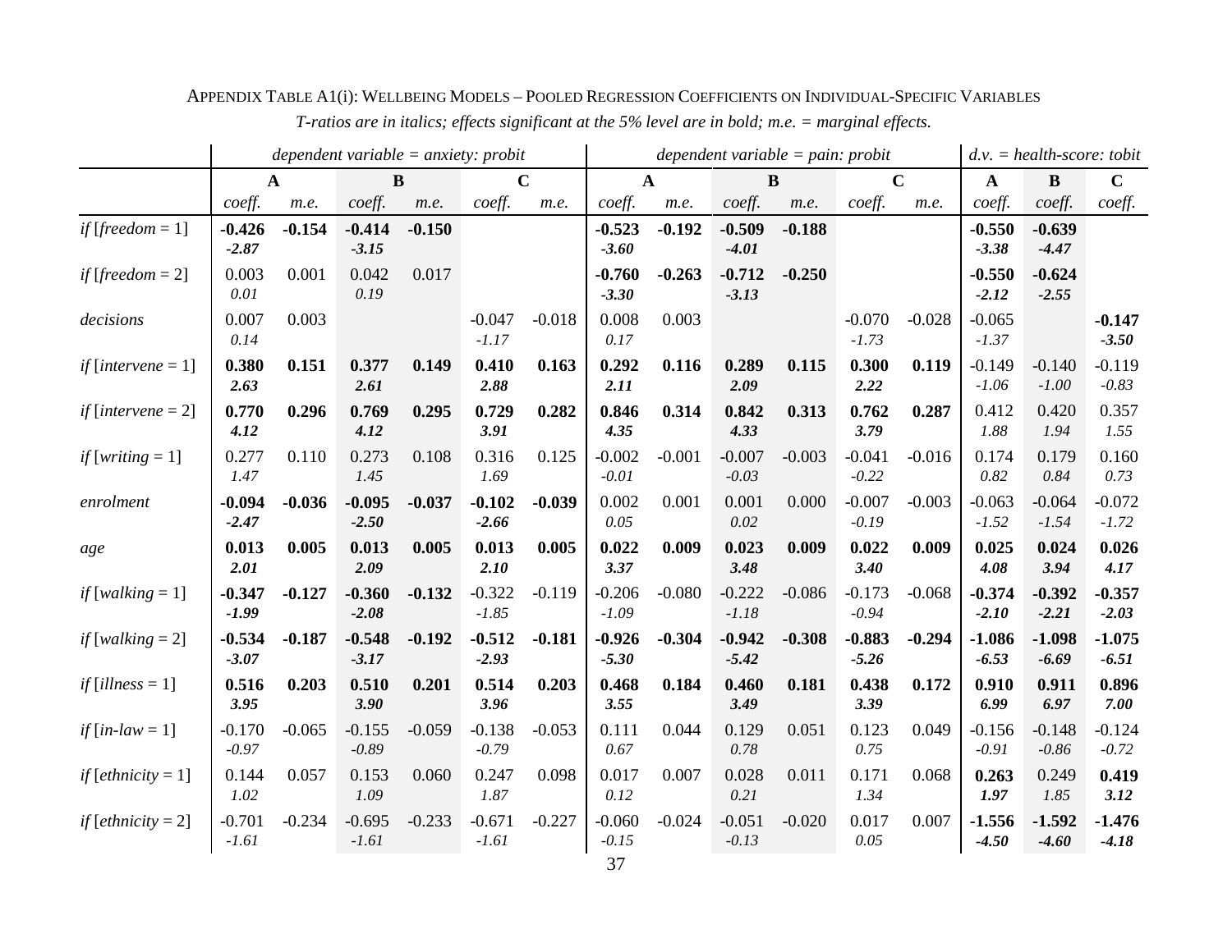APPENDIX TABLE A1(i): WELLBEING MODELS – POOLED REGRESSION COEFFICIENTS ON INDIVIDUAL-SPECIFIC VARIABLES

*T-ratios are in italics; effects significant at the 5% level are in bold; m.e. = marginal effects.*

| | *dependent variable = anxiety: probit* | | | | | | *dependent variable = pain: probit* | | | | | | *d.v. = health-score: tobit* | | |
|---|---|---|---|---|---|---|---|---|---|---|---|---|---|---|---|
| | **A** | | **B** | | **C** | | **A** | | **B** | | **C** | | **A** | **B** | **C** |
| | *coeff.* | *m.e.* | *coeff.* | *m.e.* | *coeff.* | *m.e.* | *coeff.* | *m.e.* | *coeff.* | *m.e.* | *coeff.* | *m.e.* | *coeff.* | *coeff.* | *coeff.* |
| *if* [*freedom* = 1] | **-0.426** ***-2.87*** | **-0.154** | **-0.414** ***-3.15*** | **-0.150** | | | **-0.523** ***-3.60*** | **-0.192** | **-0.509** ***-4.01*** | **-0.188** | | | **-0.550** ***-3.38*** | **-0.639** ***-4.47*** | |
| *if* [*freedom* = 2] | 0.003 *0.01* | 0.001 | 0.042 *0.19* | 0.017 | | | **-0.760** ***-3.30*** | **-0.263** | **-0.712** ***-3.13*** | **-0.250** | | | **-0.550** ***-2.12*** | **-0.624** ***-2.55*** | |
| *decisions* | 0.007 *0.14* | 0.003 | | | -0.047 *-1.17* | -0.018 | 0.008 *0.17* | 0.003 | | | -0.070 *-1.73* | -0.028 | -0.065 *-1.37* | | **-0.147** ***-3.50*** |
| *if* [*intervene* = 1] | **0.380** ***2.63*** | **0.151** | **0.377** ***2.61*** | **0.149** | **0.410** ***2.88*** | **0.163** | **0.292** ***2.11*** | **0.116** | **0.289** ***2.09*** | **0.115** | **0.300** ***2.22*** | **0.119** | -0.149 *-1.06* | -0.140 *-1.00* | -0.119 *-0.83* |
| *if* [*intervene* = 2] | **0.770** ***4.12*** | **0.296** | **0.769** ***4.12*** | **0.295** | **0.729** ***3.91*** | **0.282** | **0.846** ***4.35*** | **0.314** | **0.842** ***4.33*** | **0.313** | **0.762** ***3.79*** | **0.287** | 0.412 *1.88* | 0.420 *1.94* | 0.357 *1.55* |
| *if* [*writing* = 1] | 0.277 *1.47* | 0.110 | 0.273 *1.45* | 0.108 | 0.316 *1.69* | 0.125 | -0.002 *-0.01* | -0.001 | -0.007 *-0.03* | -0.003 | -0.041 *-0.22* | -0.016 | 0.174 *0.82* | 0.179 *0.84* | 0.160 *0.73* |
| *enrolment* | **-0.094** ***-2.47*** | **-0.036** | **-0.095** ***-2.50*** | **-0.037** | **-0.102** ***-2.66*** | **-0.039** | 0.002 *0.05* | 0.001 | 0.001 *0.02* | 0.000 | -0.007 *-0.19* | -0.003 | -0.063 *-1.52* | -0.064 *-1.54* | -0.072 *-1.72* |
| *age* | **0.013** ***2.01*** | **0.005** | **0.013** ***2.09*** | **0.005** | **0.013** ***2.10*** | **0.005** | **0.022** ***3.37*** | **0.009** | **0.023** ***3.48*** | **0.009** | **0.022** ***3.40*** | **0.009** | **0.025** ***4.08*** | **0.024** ***3.94*** | **0.026** ***4.17*** |
| *if* [*walking* = 1] | **-0.347** ***-1.99*** | **-0.127** | **-0.360** ***-2.08*** | **-0.132** | -0.322 *-1.85* | -0.119 | -0.206 *-1.09* | -0.080 | -0.222 *-1.18* | -0.086 | -0.173 *-0.94* | -0.068 | **-0.374** ***-2.10*** | **-0.392** ***-2.21*** | **-0.357** ***-2.03*** |
| *if* [*walking* = 2] | **-0.534** ***-3.07*** | **-0.187** | **-0.548** ***-3.17*** | **-0.192** | **-0.512** ***-2.93*** | **-0.181** | **-0.926** ***-5.30*** | **-0.304** | **-0.942** ***-5.42*** | **-0.308** | **-0.883** ***-5.26*** | **-0.294** | **-1.086** ***-6.53*** | **-1.098** ***-6.69*** | **-1.075** ***-6.51*** |
| *if* [*illness* = 1] | **0.516** ***3.95*** | **0.203** | **0.510** ***3.90*** | **0.201** | **0.514** ***3.96*** | **0.203** | **0.468** ***3.55*** | **0.184** | **0.460** ***3.49*** | **0.181** | **0.438** ***3.39*** | **0.172** | **0.910** ***6.99*** | **0.911** ***6.97*** | **0.896** ***7.00*** |
| *if* [*in-law* = 1] | -0.170 *-0.97* | -0.065 | -0.155 *-0.89* | -0.059 | -0.138 *-0.79* | -0.053 | 0.111 *0.67* | 0.044 | 0.129 *0.78* | 0.051 | 0.123 *0.75* | 0.049 | -0.156 *-0.91* | -0.148 *-0.86* | -0.124 *-0.72* |
| *if* [*ethnicity* = 1] | 0.144 *1.02* | 0.057 | 0.153 *1.09* | 0.060 | 0.247 *1.87* | 0.098 | 0.017 *0.12* | 0.007 | 0.028 *0.21* | 0.011 | 0.171 *1.34* | 0.068 | **0.263** ***1.97*** | 0.249 *1.85* | **0.419** ***3.12*** |
| *if* [*ethnicity* = 2] | -0.701 *-1.61* | -0.234 | -0.695 *-1.61* | -0.233 | -0.671 *-1.61* | -0.227 | -0.060 *-0.15* | -0.024 | -0.051 *-0.13* | -0.020 | 0.017 *0.05* | 0.007 | **-1.556** ***-4.50*** | **-1.592** ***-4.60*** | **-1.476** ***-4.18*** |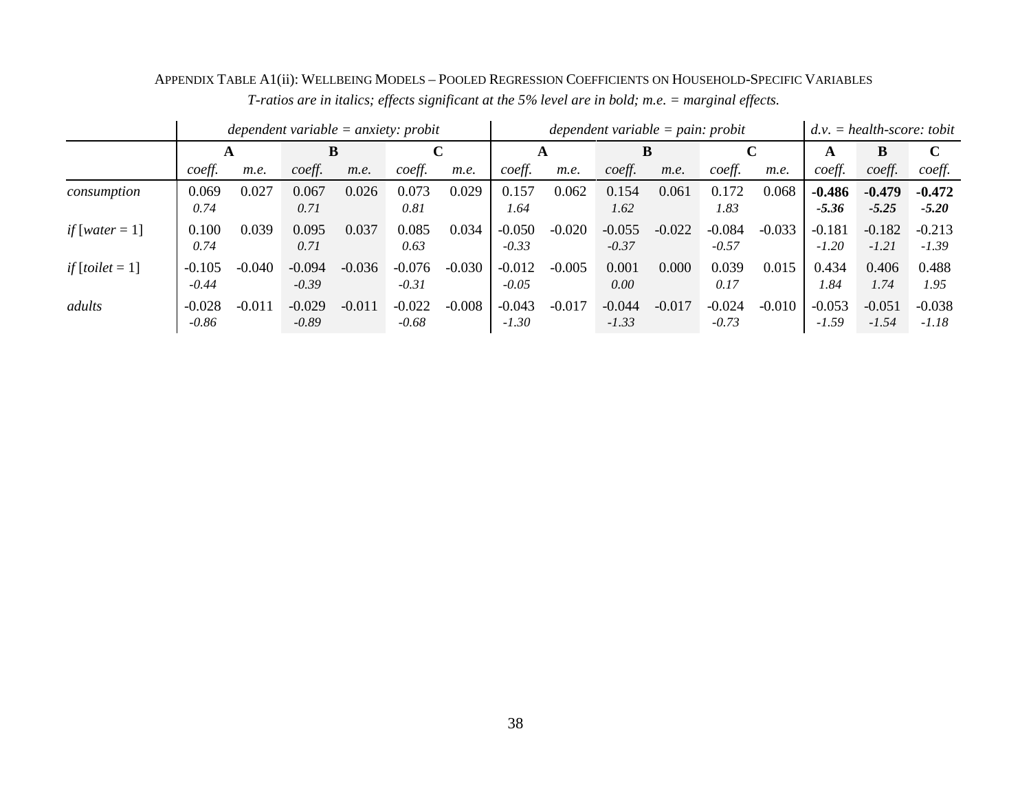Appendix Table A1(ii): Wellbeing Models – Pooled Regression Coefficients on Household-Specific Variables

*T-ratios are in italics; effects significant at the 5% level are in bold; m.e. = marginal effects.*

| | *dependent variable = anxiety: probit* | | | | | | *dependent variable = pain: probit* | | | | | | *d.v. = health-score: tobit* | | |
|---|---|---|---|---|---|---|---|---|---|---|---|---|---|---|---|
| | **A** | | **B** | | **C** | | **A** | | **B** | | **C** | | **A** | **B** | **C** |
| | *coeff.* | *m.e.* | *coeff.* | *m.e.* | *coeff.* | *m.e.* | *coeff.* | *m.e.* | *coeff.* | *m.e.* | *coeff.* | *m.e.* | *coeff.* | *coeff.* | *coeff.* |
| *consumption* | 0.069 *0.74* | 0.027 | 0.067 *0.71* | 0.026 | 0.073 *0.81* | 0.029 | 0.157 *1.64* | 0.062 | 0.154 *1.62* | 0.061 | 0.172 *1.83* | 0.068 | **-0.486** ***-5.36*** | **-0.479** ***-5.25*** | **-0.472** ***-5.20*** |
| *if* [*water* = 1] | 0.100 *0.74* | 0.039 | 0.095 *0.71* | 0.037 | 0.085 *0.63* | 0.034 | -0.050 *-0.33* | -0.020 | -0.055 *-0.37* | -0.022 | -0.084 *-0.57* | -0.033 | -0.181 *-1.20* | -0.182 *-1.21* | -0.213 *-1.39* |
| *if* [*toilet* = 1] | -0.105 *-0.44* | -0.040 | -0.094 *-0.39* | -0.036 | -0.076 *-0.31* | -0.030 | -0.012 *-0.05* | -0.005 | 0.001 *0.00* | 0.000 | 0.039 *0.17* | 0.015 | 0.434 *1.84* | 0.406 *1.74* | 0.488 *1.95* |
| *adults* | -0.028 *-0.86* | -0.011 | -0.029 *-0.89* | -0.011 | -0.022 *-0.68* | -0.008 | -0.043 *-1.30* | -0.017 | -0.044 *-1.33* | -0.017 | -0.024 *-0.73* | -0.010 | -0.053 *-1.59* | -0.051 *-1.54* | -0.038 *-1.18* |